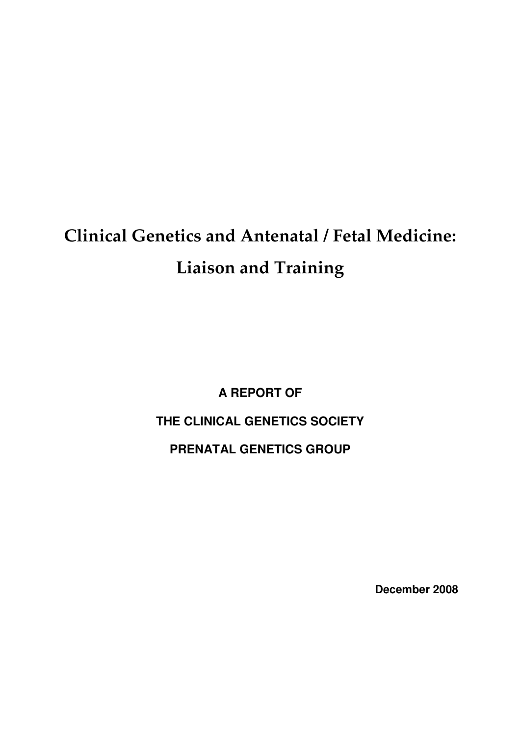# Clinical Genetics and Antenatal / Fetal Medicine: Liaison and Training

**A REPORT OF**

**THE CLINICAL GENETICS SOCIETY**

**PRENATAL GENETICS GROUP**

**December 2008**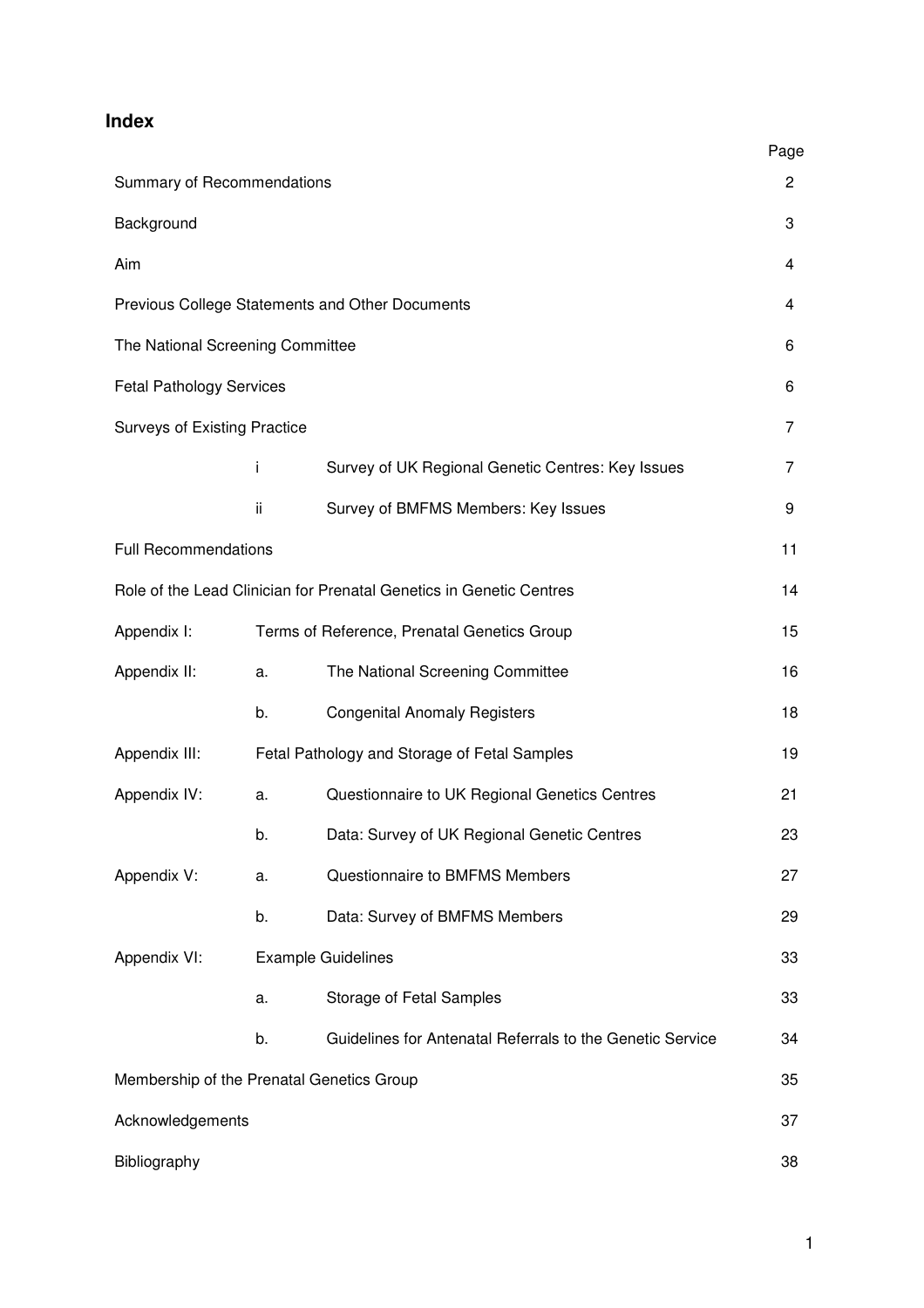## Index

| | | | Page |
|---|---|---|---|
| Summary of Recommendations | | | 2 |
| Background | | | 3 |
| Aim | | | 4 |
| Previous College Statements and Other Documents | | | 4 |
| The National Screening Committee | | | 6 |
| Fetal Pathology Services | | | 6 |
| Surveys of Existing Practice | | | 7 |
| | i | Survey of UK Regional Genetic Centres: Key Issues | 7 |
| | ii | Survey of BMFMS Members: Key Issues | 9 |
| Full Recommendations | | | 11 |
| Role of the Lead Clinician for Prenatal Genetics in Genetic Centres | | | 14 |
| Appendix I: | Terms of Reference, Prenatal Genetics Group | | 15 |
| Appendix II: | a. | The National Screening Committee | 16 |
| | b. | Congenital Anomaly Registers | 18 |
| Appendix III: | Fetal Pathology and Storage of Fetal Samples | | 19 |
| Appendix IV: | a. | Questionnaire to UK Regional Genetics Centres | 21 |
| | b. | Data: Survey of UK Regional Genetic Centres | 23 |
| Appendix V: | a. | Questionnaire to BMFMS Members | 27 |
| | b. | Data: Survey of BMFMS Members | 29 |
| Appendix VI: | Example Guidelines | | 33 |
| | a. | Storage of Fetal Samples | 33 |
| | b. | Guidelines for Antenatal Referrals to the Genetic Service | 34 |
| Membership of the Prenatal Genetics Group | | | 35 |
| Acknowledgements | | | 37 |
| Bibliography | | | 38 |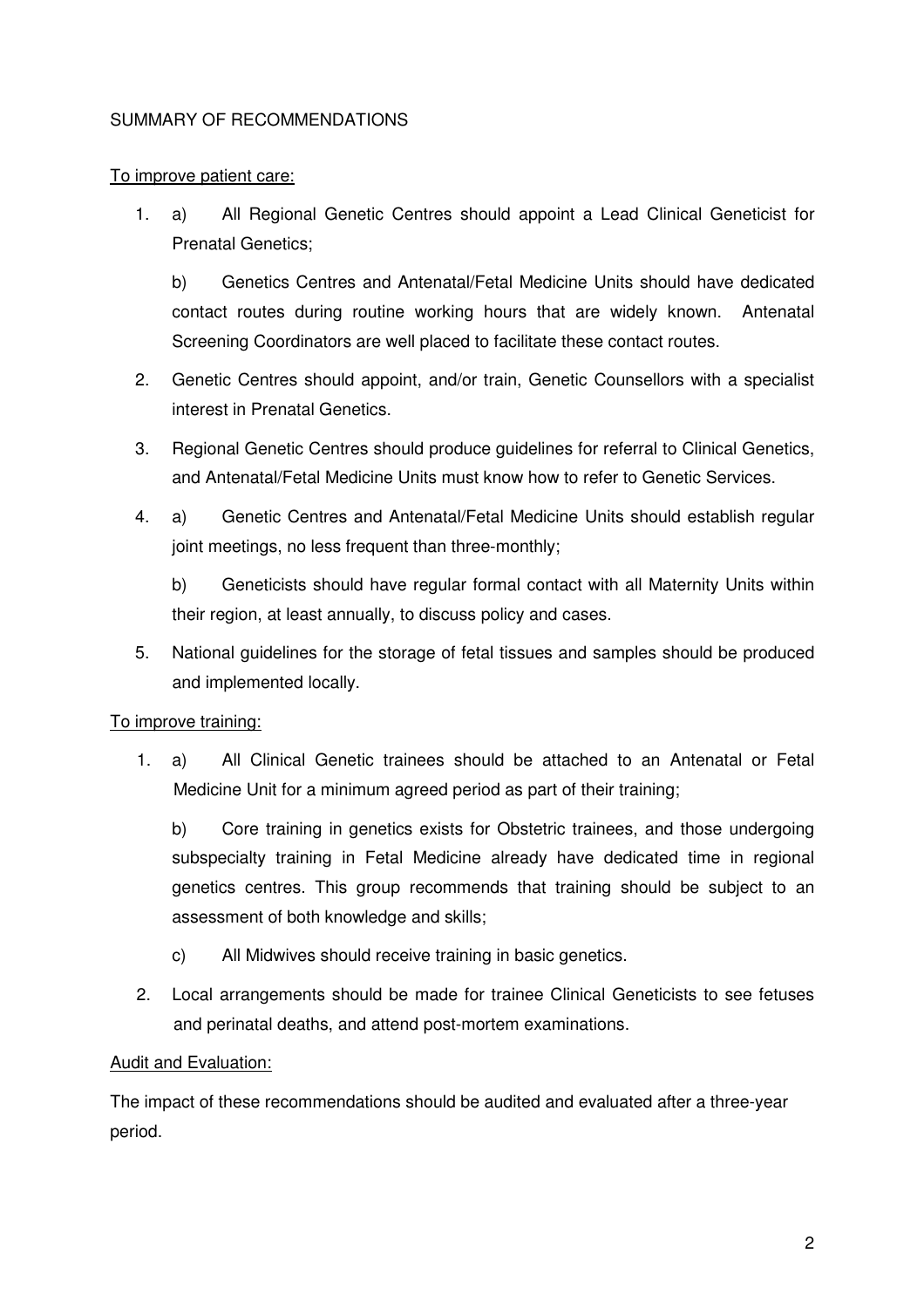## SUMMARY OF RECOMMENDATIONS

To improve patient care:

1. a) All Regional Genetic Centres should appoint a Lead Clinical Geneticist for Prenatal Genetics;

   b) Genetics Centres and Antenatal/Fetal Medicine Units should have dedicated contact routes during routine working hours that are widely known. Antenatal Screening Coordinators are well placed to facilitate these contact routes.

2. Genetic Centres should appoint, and/or train, Genetic Counsellors with a specialist interest in Prenatal Genetics.

3. Regional Genetic Centres should produce guidelines for referral to Clinical Genetics, and Antenatal/Fetal Medicine Units must know how to refer to Genetic Services.

4. a) Genetic Centres and Antenatal/Fetal Medicine Units should establish regular joint meetings, no less frequent than three-monthly;

   b) Geneticists should have regular formal contact with all Maternity Units within their region, at least annually, to discuss policy and cases.

5. National guidelines for the storage of fetal tissues and samples should be produced and implemented locally.

To improve training:

1. a) All Clinical Genetic trainees should be attached to an Antenatal or Fetal Medicine Unit for a minimum agreed period as part of their training;

   b) Core training in genetics exists for Obstetric trainees, and those undergoing subspecialty training in Fetal Medicine already have dedicated time in regional genetics centres. This group recommends that training should be subject to an assessment of both knowledge and skills;

   c) All Midwives should receive training in basic genetics.

2. Local arrangements should be made for trainee Clinical Geneticists to see fetuses and perinatal deaths, and attend post-mortem examinations.

Audit and Evaluation:

The impact of these recommendations should be audited and evaluated after a three-year period.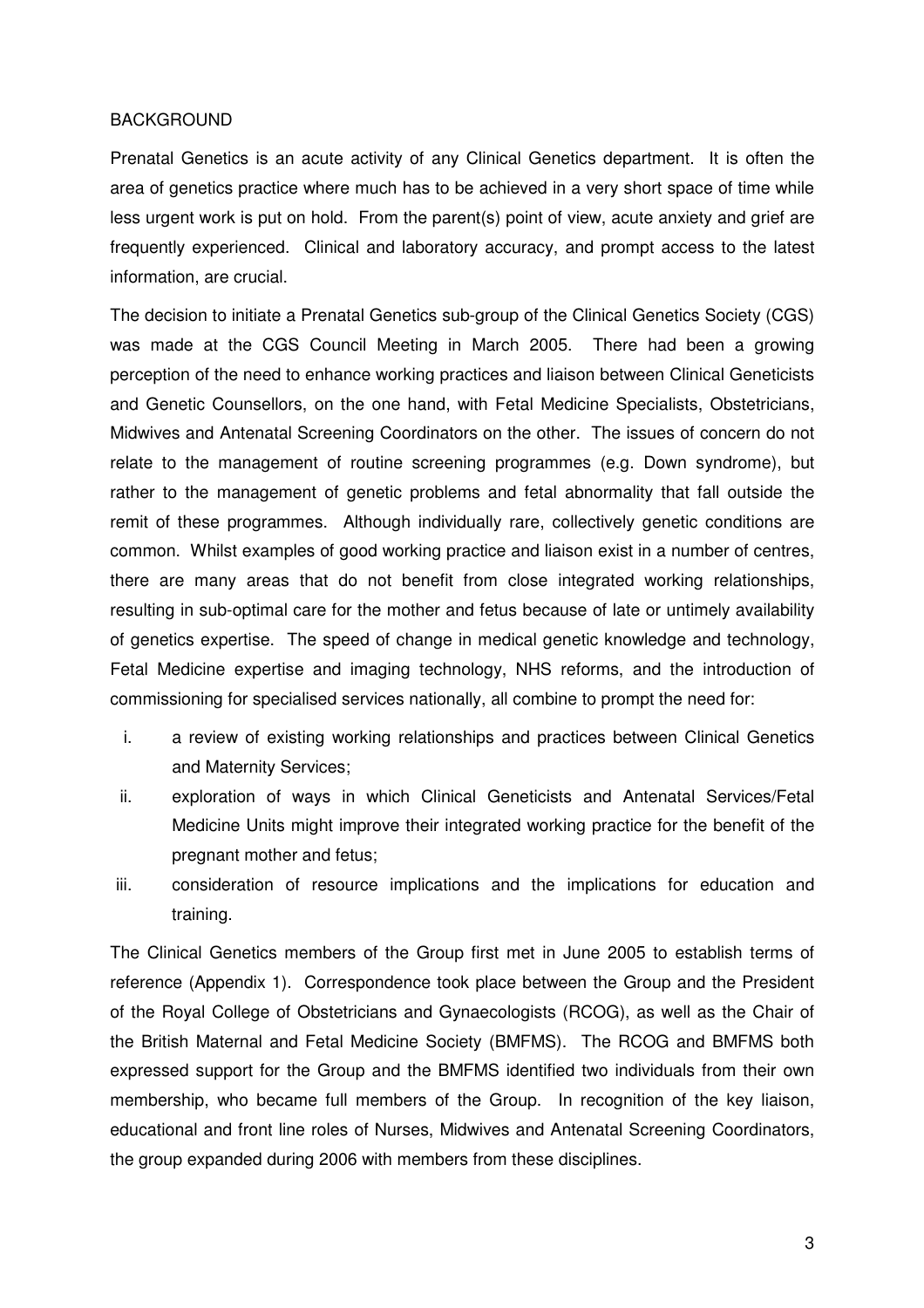## BACKGROUND

Prenatal Genetics is an acute activity of any Clinical Genetics department. It is often the area of genetics practice where much has to be achieved in a very short space of time while less urgent work is put on hold. From the parent(s) point of view, acute anxiety and grief are frequently experienced. Clinical and laboratory accuracy, and prompt access to the latest information, are crucial.

The decision to initiate a Prenatal Genetics sub-group of the Clinical Genetics Society (CGS) was made at the CGS Council Meeting in March 2005. There had been a growing perception of the need to enhance working practices and liaison between Clinical Geneticists and Genetic Counsellors, on the one hand, with Fetal Medicine Specialists, Obstetricians, Midwives and Antenatal Screening Coordinators on the other. The issues of concern do not relate to the management of routine screening programmes (e.g. Down syndrome), but rather to the management of genetic problems and fetal abnormality that fall outside the remit of these programmes. Although individually rare, collectively genetic conditions are common. Whilst examples of good working practice and liaison exist in a number of centres, there are many areas that do not benefit from close integrated working relationships, resulting in sub-optimal care for the mother and fetus because of late or untimely availability of genetics expertise. The speed of change in medical genetic knowledge and technology, Fetal Medicine expertise and imaging technology, NHS reforms, and the introduction of commissioning for specialised services nationally, all combine to prompt the need for:

i. a review of existing working relationships and practices between Clinical Genetics and Maternity Services;
ii. exploration of ways in which Clinical Geneticists and Antenatal Services/Fetal Medicine Units might improve their integrated working practice for the benefit of the pregnant mother and fetus;
iii. consideration of resource implications and the implications for education and training.

The Clinical Genetics members of the Group first met in June 2005 to establish terms of reference (Appendix 1). Correspondence took place between the Group and the President of the Royal College of Obstetricians and Gynaecologists (RCOG), as well as the Chair of the British Maternal and Fetal Medicine Society (BMFMS). The RCOG and BMFMS both expressed support for the Group and the BMFMS identified two individuals from their own membership, who became full members of the Group. In recognition of the key liaison, educational and front line roles of Nurses, Midwives and Antenatal Screening Coordinators, the group expanded during 2006 with members from these disciplines.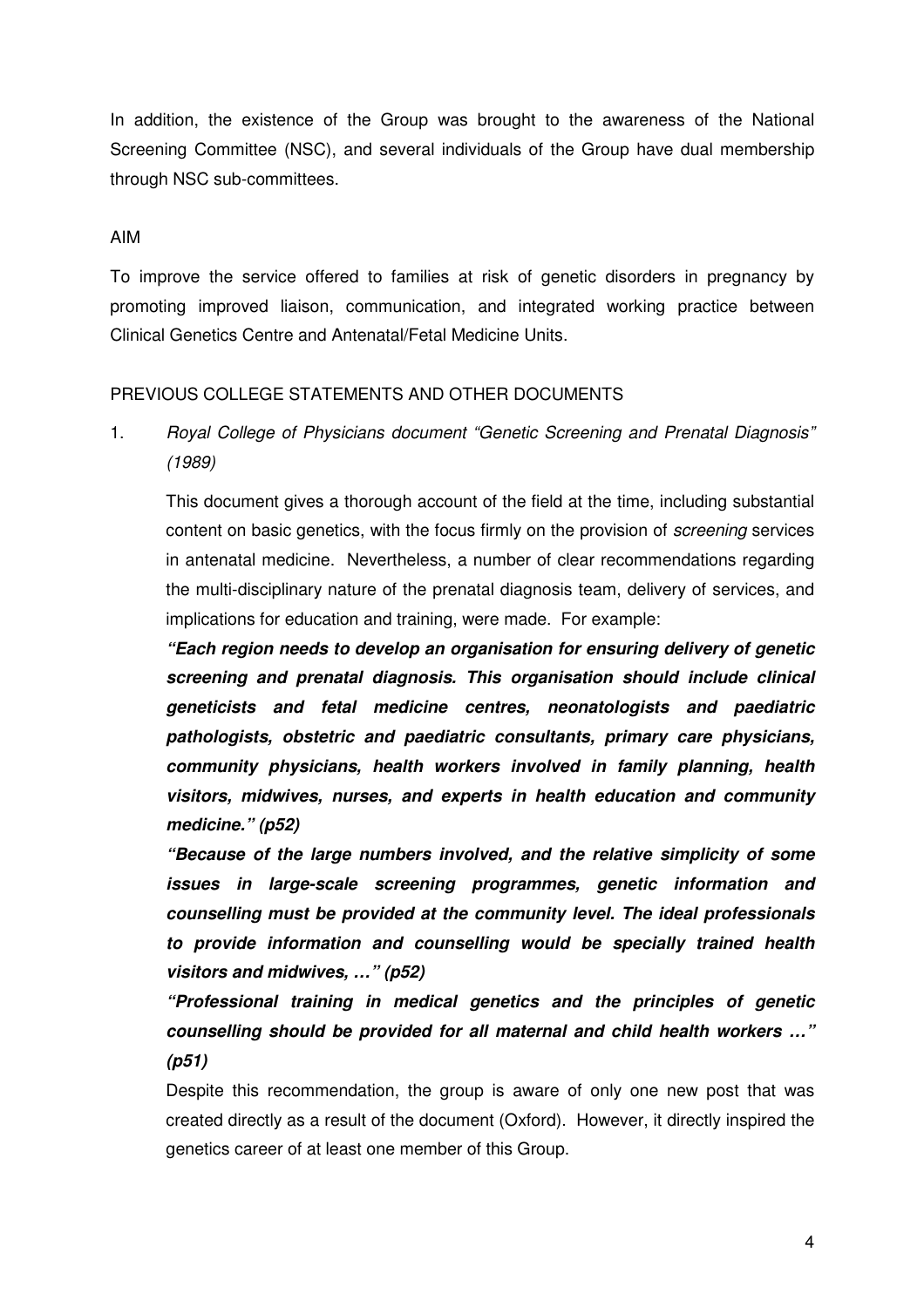In addition, the existence of the Group was brought to the awareness of the National Screening Committee (NSC), and several individuals of the Group have dual membership through NSC sub-committees.

## AIM

To improve the service offered to families at risk of genetic disorders in pregnancy by promoting improved liaison, communication, and integrated working practice between Clinical Genetics Centre and Antenatal/Fetal Medicine Units.

## PREVIOUS COLLEGE STATEMENTS AND OTHER DOCUMENTS

1. *Royal College of Physicians document "Genetic Screening and Prenatal Diagnosis" (1989)*

   This document gives a thorough account of the field at the time, including substantial content on basic genetics, with the focus firmly on the provision of *screening* services in antenatal medicine. Nevertheless, a number of clear recommendations regarding the multi-disciplinary nature of the prenatal diagnosis team, delivery of services, and implications for education and training, were made. For example:

   ***"Each region needs to develop an organisation for ensuring delivery of genetic screening and prenatal diagnosis. This organisation should include clinical geneticists and fetal medicine centres, neonatologists and paediatric pathologists, obstetric and paediatric consultants, primary care physicians, community physicians, health workers involved in family planning, health visitors, midwives, nurses, and experts in health education and community medicine." (p52)***

   ***"Because of the large numbers involved, and the relative simplicity of some issues in large-scale screening programmes, genetic information and counselling must be provided at the community level. The ideal professionals to provide information and counselling would be specially trained health visitors and midwives, …" (p52)***

   ***"Professional training in medical genetics and the principles of genetic counselling should be provided for all maternal and child health workers …" (p51)***

   Despite this recommendation, the group is aware of only one new post that was created directly as a result of the document (Oxford). However, it directly inspired the genetics career of at least one member of this Group.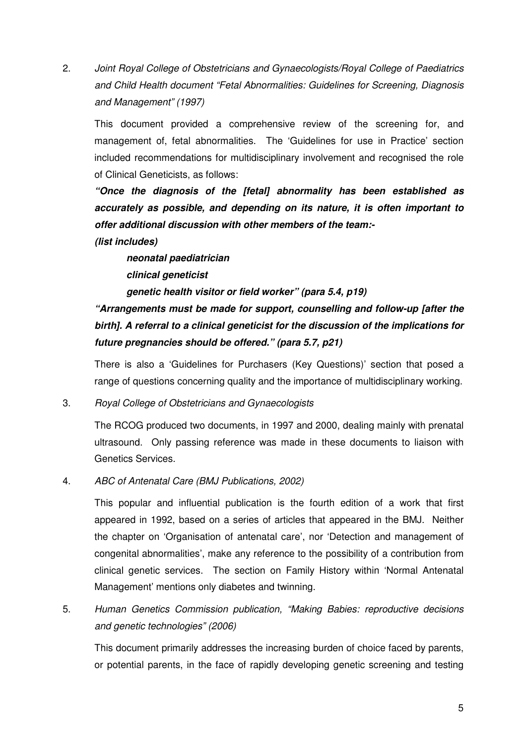2. *Joint Royal College of Obstetricians and Gynaecologists/Royal College of Paediatrics and Child Health document "Fetal Abnormalities: Guidelines for Screening, Diagnosis and Management" (1997)*

   This document provided a comprehensive review of the screening for, and management of, fetal abnormalities. The 'Guidelines for use in Practice' section included recommendations for multidisciplinary involvement and recognised the role of Clinical Geneticists, as follows:

   ***"Once the diagnosis of the [fetal] abnormality has been established as accurately as possible, and depending on its nature, it is often important to offer additional discussion with other members of the team:-***

   ***(list includes)***

   > ***neonatal paediatrician***
   >
   > ***clinical geneticist***
   >
   > ***genetic health visitor or field worker" (para 5.4, p19)***

   ***"Arrangements must be made for support, counselling and follow-up [after the birth]. A referral to a clinical geneticist for the discussion of the implications for future pregnancies should be offered." (para 5.7, p21)***

   There is also a 'Guidelines for Purchasers (Key Questions)' section that posed a range of questions concerning quality and the importance of multidisciplinary working.

3. *Royal College of Obstetricians and Gynaecologists*

   The RCOG produced two documents, in 1997 and 2000, dealing mainly with prenatal ultrasound. Only passing reference was made in these documents to liaison with Genetics Services.

4. *ABC of Antenatal Care (BMJ Publications, 2002)*

   This popular and influential publication is the fourth edition of a work that first appeared in 1992, based on a series of articles that appeared in the BMJ. Neither the chapter on 'Organisation of antenatal care', nor 'Detection and management of congenital abnormalities', make any reference to the possibility of a contribution from clinical genetic services. The section on Family History within 'Normal Antenatal Management' mentions only diabetes and twinning.

5. *Human Genetics Commission publication, "Making Babies: reproductive decisions and genetic technologies" (2006)*

   This document primarily addresses the increasing burden of choice faced by parents, or potential parents, in the face of rapidly developing genetic screening and testing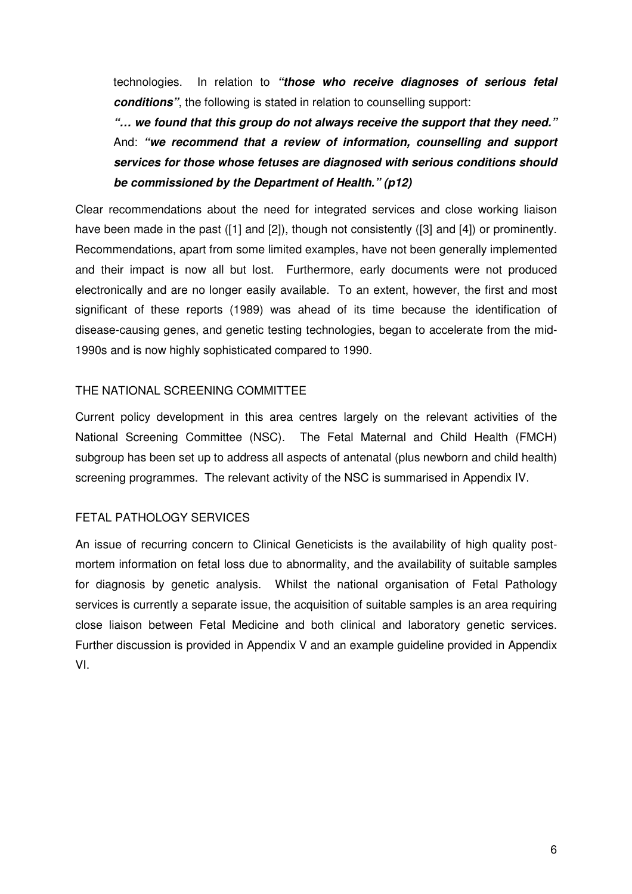technologies. In relation to ***"those who receive diagnoses of serious fetal conditions"***, the following is stated in relation to counselling support:

***"… we found that this group do not always receive the support that they need."*** And: ***"we recommend that a review of information, counselling and support services for those whose fetuses are diagnosed with serious conditions should be commissioned by the Department of Health." (p12)***

Clear recommendations about the need for integrated services and close working liaison have been made in the past ([1] and [2]), though not consistently ([3] and [4]) or prominently. Recommendations, apart from some limited examples, have not been generally implemented and their impact is now all but lost. Furthermore, early documents were not produced electronically and are no longer easily available. To an extent, however, the first and most significant of these reports (1989) was ahead of its time because the identification of disease-causing genes, and genetic testing technologies, began to accelerate from the mid-1990s and is now highly sophisticated compared to 1990.

## THE NATIONAL SCREENING COMMITTEE

Current policy development in this area centres largely on the relevant activities of the National Screening Committee (NSC). The Fetal Maternal and Child Health (FMCH) subgroup has been set up to address all aspects of antenatal (plus newborn and child health) screening programmes. The relevant activity of the NSC is summarised in Appendix IV.

## FETAL PATHOLOGY SERVICES

An issue of recurring concern to Clinical Geneticists is the availability of high quality post-mortem information on fetal loss due to abnormality, and the availability of suitable samples for diagnosis by genetic analysis. Whilst the national organisation of Fetal Pathology services is currently a separate issue, the acquisition of suitable samples is an area requiring close liaison between Fetal Medicine and both clinical and laboratory genetic services. Further discussion is provided in Appendix V and an example guideline provided in Appendix VI.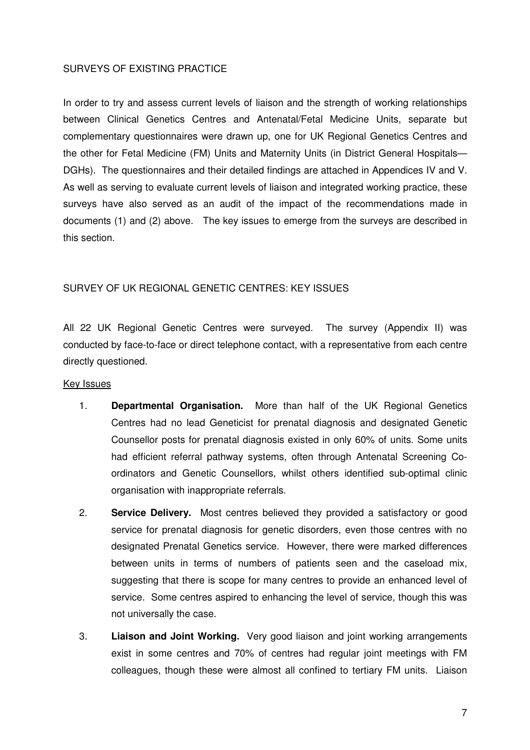## SURVEYS OF EXISTING PRACTICE

In order to try and assess current levels of liaison and the strength of working relationships between Clinical Genetics Centres and Antenatal/Fetal Medicine Units, separate but complementary questionnaires were drawn up, one for UK Regional Genetics Centres and the other for Fetal Medicine (FM) Units and Maternity Units (in District General Hospitals—DGHs). The questionnaires and their detailed findings are attached in Appendices IV and V. As well as serving to evaluate current levels of liaison and integrated working practice, these surveys have also served as an audit of the impact of the recommendations made in documents (1) and (2) above. The key issues to emerge from the surveys are described in this section.

## SURVEY OF UK REGIONAL GENETIC CENTRES: KEY ISSUES

All 22 UK Regional Genetic Centres were surveyed. The survey (Appendix II) was conducted by face-to-face or direct telephone contact, with a representative from each centre directly questioned.

### Key Issues

1. **Departmental Organisation.** More than half of the UK Regional Genetics Centres had no lead Geneticist for prenatal diagnosis and designated Genetic Counsellor posts for prenatal diagnosis existed in only 60% of units. Some units had efficient referral pathway systems, often through Antenatal Screening Co-ordinators and Genetic Counsellors, whilst others identified sub-optimal clinic organisation with inappropriate referrals.

2. **Service Delivery.** Most centres believed they provided a satisfactory or good service for prenatal diagnosis for genetic disorders, even those centres with no designated Prenatal Genetics service. However, there were marked differences between units in terms of numbers of patients seen and the caseload mix, suggesting that there is scope for many centres to provide an enhanced level of service. Some centres aspired to enhancing the level of service, though this was not universally the case.

3. **Liaison and Joint Working.** Very good liaison and joint working arrangements exist in some centres and 70% of centres had regular joint meetings with FM colleagues, though these were almost all confined to tertiary FM units. Liaison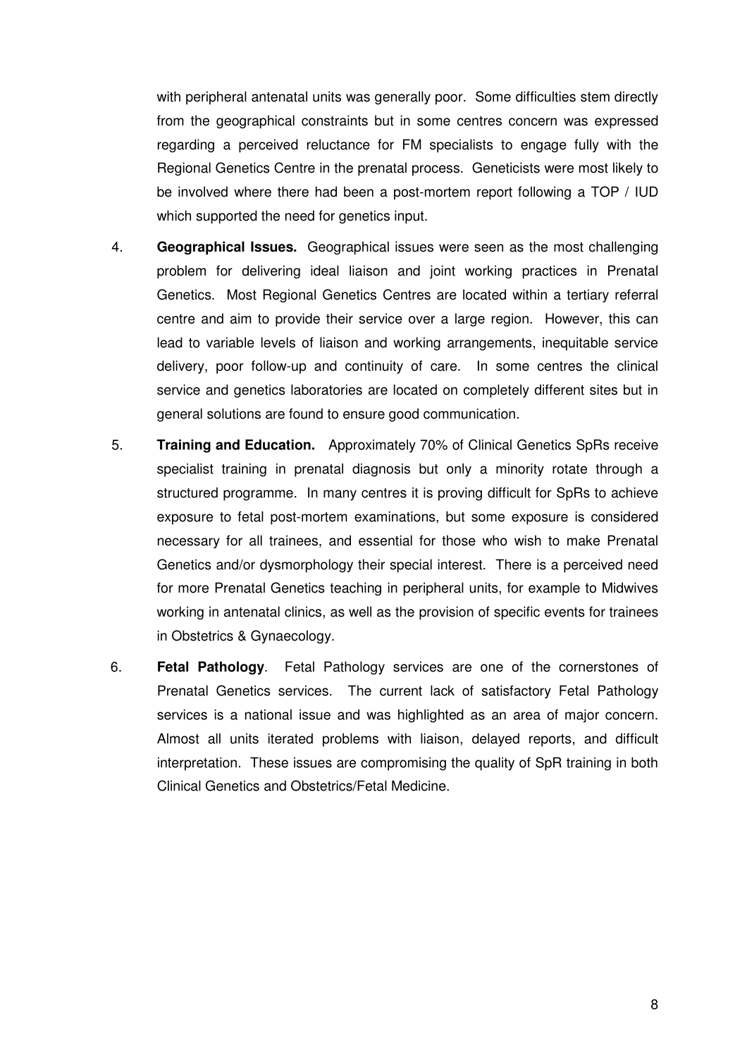with peripheral antenatal units was generally poor. Some difficulties stem directly from the geographical constraints but in some centres concern was expressed regarding a perceived reluctance for FM specialists to engage fully with the Regional Genetics Centre in the prenatal process. Geneticists were most likely to be involved where there had been a post-mortem report following a TOP / IUD which supported the need for genetics input.

4. **Geographical Issues.** Geographical issues were seen as the most challenging problem for delivering ideal liaison and joint working practices in Prenatal Genetics. Most Regional Genetics Centres are located within a tertiary referral centre and aim to provide their service over a large region. However, this can lead to variable levels of liaison and working arrangements, inequitable service delivery, poor follow-up and continuity of care. In some centres the clinical service and genetics laboratories are located on completely different sites but in general solutions are found to ensure good communication.

5. **Training and Education.** Approximately 70% of Clinical Genetics SpRs receive specialist training in prenatal diagnosis but only a minority rotate through a structured programme. In many centres it is proving difficult for SpRs to achieve exposure to fetal post-mortem examinations, but some exposure is considered necessary for all trainees, and essential for those who wish to make Prenatal Genetics and/or dysmorphology their special interest. There is a perceived need for more Prenatal Genetics teaching in peripheral units, for example to Midwives working in antenatal clinics, as well as the provision of specific events for trainees in Obstetrics & Gynaecology.

6. **Fetal Pathology**. Fetal Pathology services are one of the cornerstones of Prenatal Genetics services. The current lack of satisfactory Fetal Pathology services is a national issue and was highlighted as an area of major concern. Almost all units iterated problems with liaison, delayed reports, and difficult interpretation. These issues are compromising the quality of SpR training in both Clinical Genetics and Obstetrics/Fetal Medicine.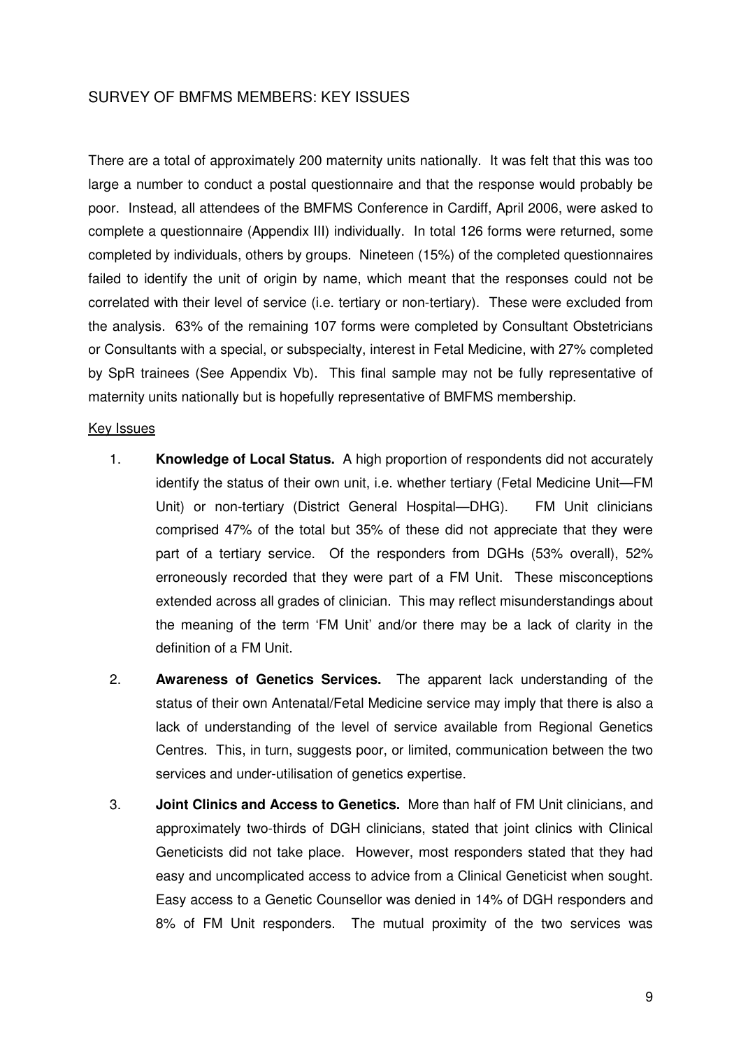## SURVEY OF BMFMS MEMBERS: KEY ISSUES

There are a total of approximately 200 maternity units nationally. It was felt that this was too large a number to conduct a postal questionnaire and that the response would probably be poor. Instead, all attendees of the BMFMS Conference in Cardiff, April 2006, were asked to complete a questionnaire (Appendix III) individually. In total 126 forms were returned, some completed by individuals, others by groups. Nineteen (15%) of the completed questionnaires failed to identify the unit of origin by name, which meant that the responses could not be correlated with their level of service (i.e. tertiary or non-tertiary). These were excluded from the analysis. 63% of the remaining 107 forms were completed by Consultant Obstetricians or Consultants with a special, or subspecialty, interest in Fetal Medicine, with 27% completed by SpR trainees (See Appendix Vb). This final sample may not be fully representative of maternity units nationally but is hopefully representative of BMFMS membership.

<u>Key Issues</u>

1. **Knowledge of Local Status.** A high proportion of respondents did not accurately identify the status of their own unit, i.e. whether tertiary (Fetal Medicine Unit—FM Unit) or non-tertiary (District General Hospital—DHG). FM Unit clinicians comprised 47% of the total but 35% of these did not appreciate that they were part of a tertiary service. Of the responders from DGHs (53% overall), 52% erroneously recorded that they were part of a FM Unit. These misconceptions extended across all grades of clinician. This may reflect misunderstandings about the meaning of the term 'FM Unit' and/or there may be a lack of clarity in the definition of a FM Unit.

2. **Awareness of Genetics Services.** The apparent lack understanding of the status of their own Antenatal/Fetal Medicine service may imply that there is also a lack of understanding of the level of service available from Regional Genetics Centres. This, in turn, suggests poor, or limited, communication between the two services and under-utilisation of genetics expertise.

3. **Joint Clinics and Access to Genetics.** More than half of FM Unit clinicians, and approximately two-thirds of DGH clinicians, stated that joint clinics with Clinical Geneticists did not take place. However, most responders stated that they had easy and uncomplicated access to advice from a Clinical Geneticist when sought. Easy access to a Genetic Counsellor was denied in 14% of DGH responders and 8% of FM Unit responders. The mutual proximity of the two services was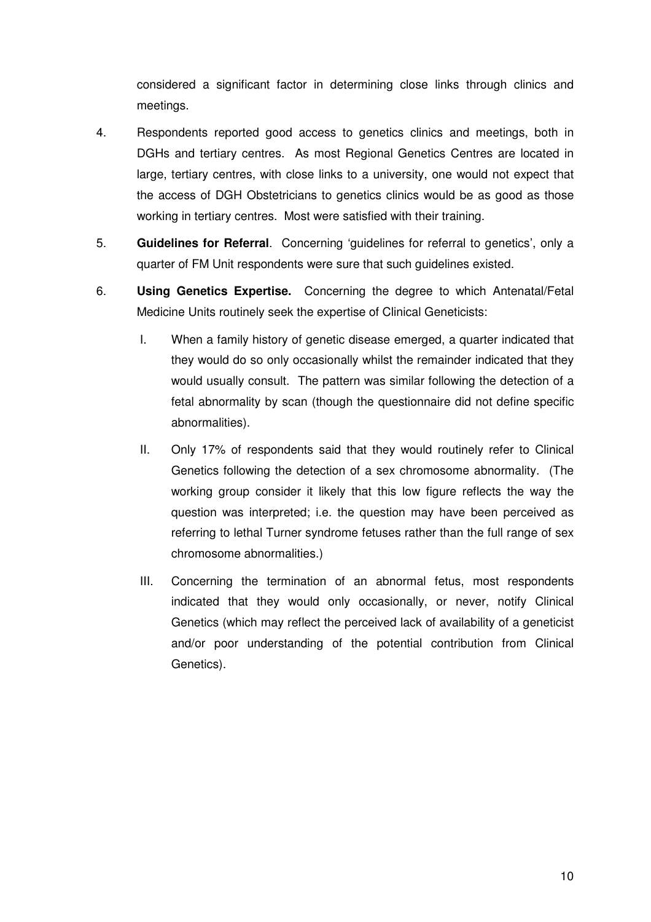considered a significant factor in determining close links through clinics and meetings.

4. Respondents reported good access to genetics clinics and meetings, both in DGHs and tertiary centres. As most Regional Genetics Centres are located in large, tertiary centres, with close links to a university, one would not expect that the access of DGH Obstetricians to genetics clinics would be as good as those working in tertiary centres. Most were satisfied with their training.

5. **Guidelines for Referral**. Concerning 'guidelines for referral to genetics', only a quarter of FM Unit respondents were sure that such guidelines existed.

6. **Using Genetics Expertise.** Concerning the degree to which Antenatal/Fetal Medicine Units routinely seek the expertise of Clinical Geneticists:

   I. When a family history of genetic disease emerged, a quarter indicated that they would do so only occasionally whilst the remainder indicated that they would usually consult. The pattern was similar following the detection of a fetal abnormality by scan (though the questionnaire did not define specific abnormalities).

   II. Only 17% of respondents said that they would routinely refer to Clinical Genetics following the detection of a sex chromosome abnormality. (The working group consider it likely that this low figure reflects the way the question was interpreted; i.e. the question may have been perceived as referring to lethal Turner syndrome fetuses rather than the full range of sex chromosome abnormalities.)

   III. Concerning the termination of an abnormal fetus, most respondents indicated that they would only occasionally, or never, notify Clinical Genetics (which may reflect the perceived lack of availability of a geneticist and/or poor understanding of the potential contribution from Clinical Genetics).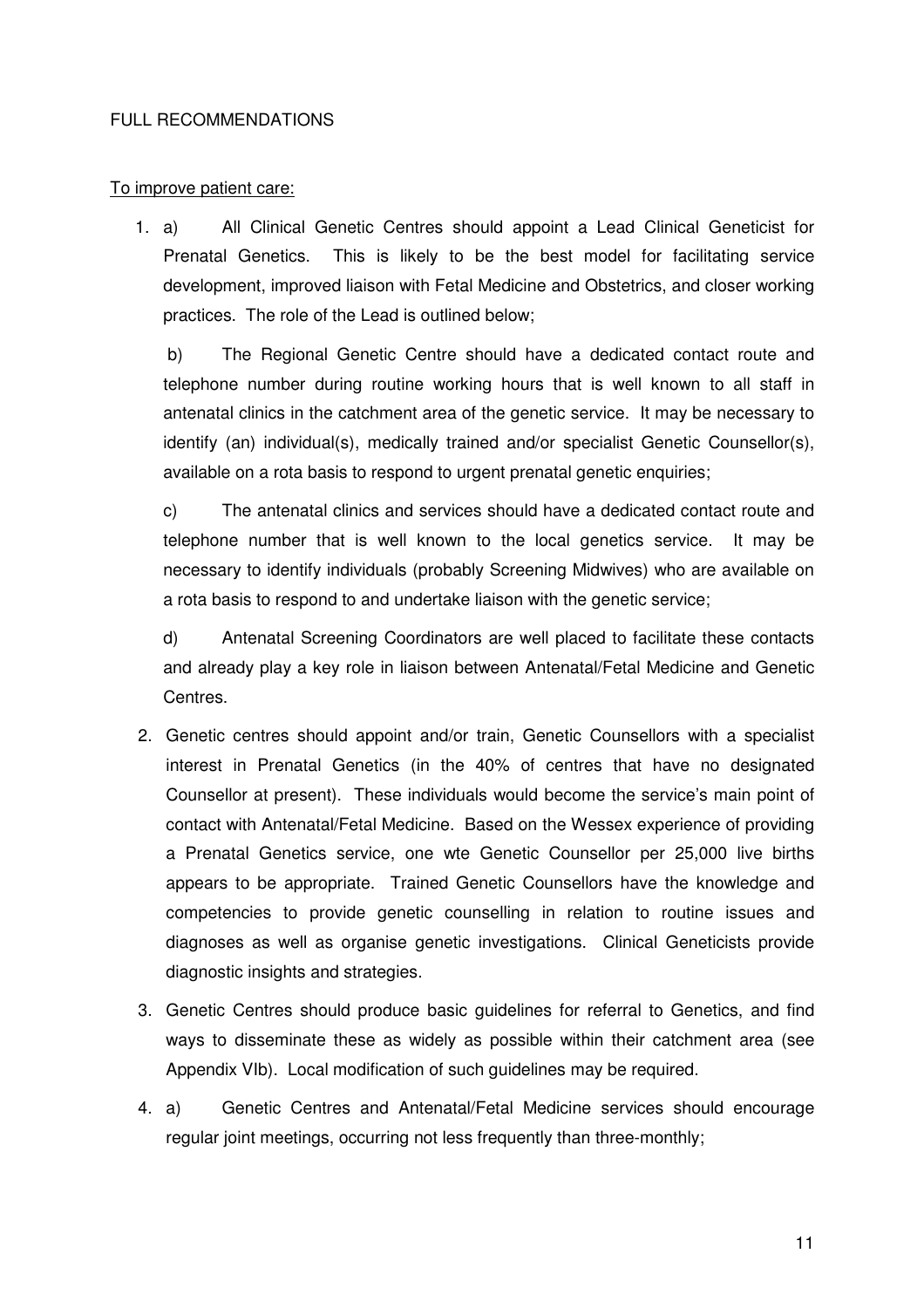FULL RECOMMENDATIONS

To improve patient care:

1. a) All Clinical Genetic Centres should appoint a Lead Clinical Geneticist for Prenatal Genetics. This is likely to be the best model for facilitating service development, improved liaison with Fetal Medicine and Obstetrics, and closer working practices. The role of the Lead is outlined below;

   b) The Regional Genetic Centre should have a dedicated contact route and telephone number during routine working hours that is well known to all staff in antenatal clinics in the catchment area of the genetic service. It may be necessary to identify (an) individual(s), medically trained and/or specialist Genetic Counsellor(s), available on a rota basis to respond to urgent prenatal genetic enquiries;

   c) The antenatal clinics and services should have a dedicated contact route and telephone number that is well known to the local genetics service. It may be necessary to identify individuals (probably Screening Midwives) who are available on a rota basis to respond to and undertake liaison with the genetic service;

   d) Antenatal Screening Coordinators are well placed to facilitate these contacts and already play a key role in liaison between Antenatal/Fetal Medicine and Genetic Centres.

2. Genetic centres should appoint and/or train, Genetic Counsellors with a specialist interest in Prenatal Genetics (in the 40% of centres that have no designated Counsellor at present). These individuals would become the service's main point of contact with Antenatal/Fetal Medicine. Based on the Wessex experience of providing a Prenatal Genetics service, one wte Genetic Counsellor per 25,000 live births appears to be appropriate. Trained Genetic Counsellors have the knowledge and competencies to provide genetic counselling in relation to routine issues and diagnoses as well as organise genetic investigations. Clinical Geneticists provide diagnostic insights and strategies.

3. Genetic Centres should produce basic guidelines for referral to Genetics, and find ways to disseminate these as widely as possible within their catchment area (see Appendix VIb). Local modification of such guidelines may be required.

4. a) Genetic Centres and Antenatal/Fetal Medicine services should encourage regular joint meetings, occurring not less frequently than three-monthly;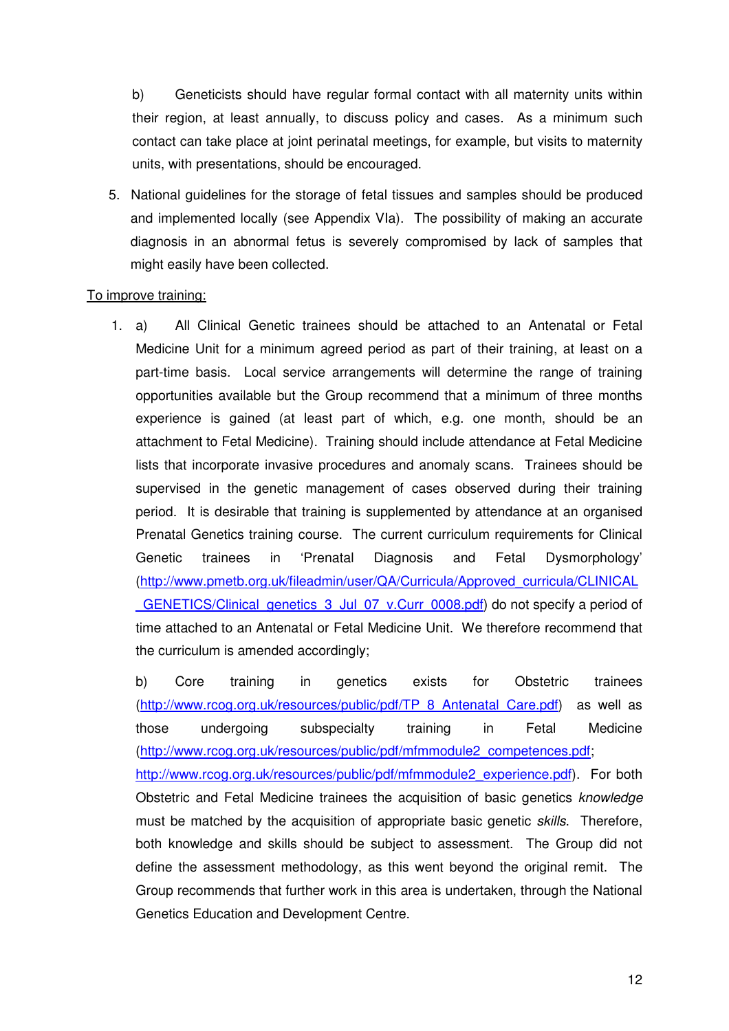b) Geneticists should have regular formal contact with all maternity units within their region, at least annually, to discuss policy and cases. As a minimum such contact can take place at joint perinatal meetings, for example, but visits to maternity units, with presentations, should be encouraged.

5. National guidelines for the storage of fetal tissues and samples should be produced and implemented locally (see Appendix VIa). The possibility of making an accurate diagnosis in an abnormal fetus is severely compromised by lack of samples that might easily have been collected.

To improve training:

1. a) All Clinical Genetic trainees should be attached to an Antenatal or Fetal Medicine Unit for a minimum agreed period as part of their training, at least on a part-time basis. Local service arrangements will determine the range of training opportunities available but the Group recommend that a minimum of three months experience is gained (at least part of which, e.g. one month, should be an attachment to Fetal Medicine). Training should include attendance at Fetal Medicine lists that incorporate invasive procedures and anomaly scans. Trainees should be supervised in the genetic management of cases observed during their training period. It is desirable that training is supplemented by attendance at an organised Prenatal Genetics training course. The current curriculum requirements for Clinical Genetic trainees in 'Prenatal Diagnosis and Fetal Dysmorphology' (http://www.pmetb.org.uk/fileadmin/user/QA/Curricula/Approved_curricula/CLINICAL_GENETICS/Clinical_genetics_3_Jul_07_v.Curr_0008.pdf) do not specify a period of time attached to an Antenatal or Fetal Medicine Unit. We therefore recommend that the curriculum is amended accordingly;

   b) Core training in genetics exists for Obstetric trainees (http://www.rcog.org.uk/resources/public/pdf/TP_8_Antenatal_Care.pdf) as well as those undergoing subspecialty training in Fetal Medicine (http://www.rcog.org.uk/resources/public/pdf/mfmmodule2_competences.pdf; http://www.rcog.org.uk/resources/public/pdf/mfmmodule2_experience.pdf). For both Obstetric and Fetal Medicine trainees the acquisition of basic genetics *knowledge* must be matched by the acquisition of appropriate basic genetic *skills*. Therefore, both knowledge and skills should be subject to assessment. The Group did not define the assessment methodology, as this went beyond the original remit. The Group recommends that further work in this area is undertaken, through the National Genetics Education and Development Centre.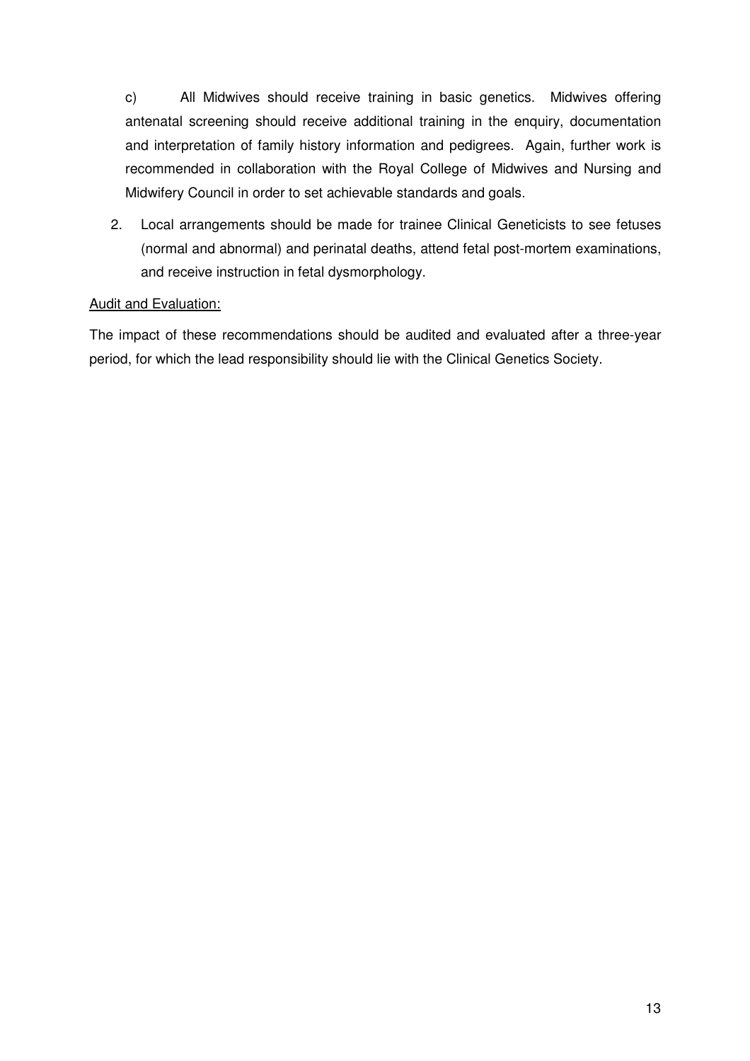c) All Midwives should receive training in basic genetics. Midwives offering antenatal screening should receive additional training in the enquiry, documentation and interpretation of family history information and pedigrees. Again, further work is recommended in collaboration with the Royal College of Midwives and Nursing and Midwifery Council in order to set achievable standards and goals.

2. Local arrangements should be made for trainee Clinical Geneticists to see fetuses (normal and abnormal) and perinatal deaths, attend fetal post-mortem examinations, and receive instruction in fetal dysmorphology.

<u>Audit and Evaluation:</u>

The impact of these recommendations should be audited and evaluated after a three-year period, for which the lead responsibility should lie with the Clinical Genetics Society.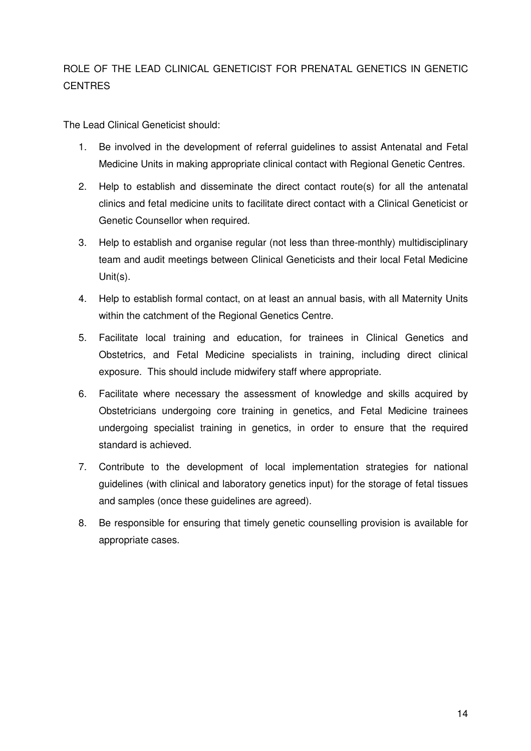## ROLE OF THE LEAD CLINICAL GENETICIST FOR PRENATAL GENETICS IN GENETIC CENTRES

The Lead Clinical Geneticist should:

1. Be involved in the development of referral guidelines to assist Antenatal and Fetal Medicine Units in making appropriate clinical contact with Regional Genetic Centres.
2. Help to establish and disseminate the direct contact route(s) for all the antenatal clinics and fetal medicine units to facilitate direct contact with a Clinical Geneticist or Genetic Counsellor when required.
3. Help to establish and organise regular (not less than three-monthly) multidisciplinary team and audit meetings between Clinical Geneticists and their local Fetal Medicine Unit(s).
4. Help to establish formal contact, on at least an annual basis, with all Maternity Units within the catchment of the Regional Genetics Centre.
5. Facilitate local training and education, for trainees in Clinical Genetics and Obstetrics, and Fetal Medicine specialists in training, including direct clinical exposure. This should include midwifery staff where appropriate.
6. Facilitate where necessary the assessment of knowledge and skills acquired by Obstetricians undergoing core training in genetics, and Fetal Medicine trainees undergoing specialist training in genetics, in order to ensure that the required standard is achieved.
7. Contribute to the development of local implementation strategies for national guidelines (with clinical and laboratory genetics input) for the storage of fetal tissues and samples (once these guidelines are agreed).
8. Be responsible for ensuring that timely genetic counselling provision is available for appropriate cases.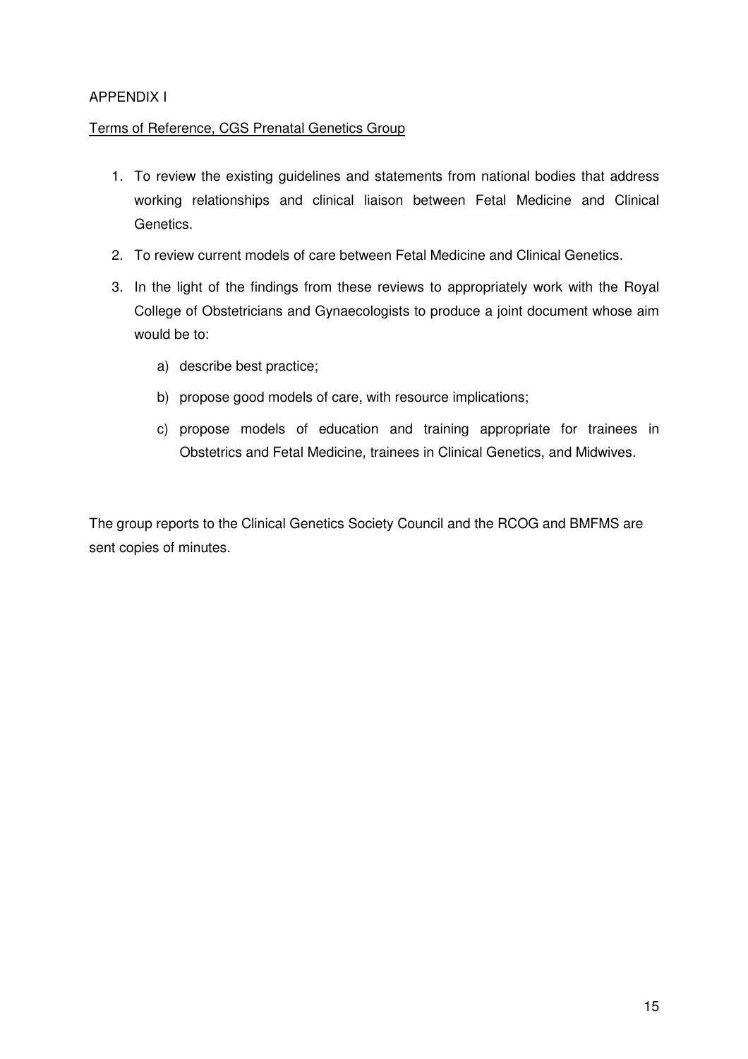APPENDIX I

Terms of Reference, CGS Prenatal Genetics Group

1. To review the existing guidelines and statements from national bodies that address working relationships and clinical liaison between Fetal Medicine and Clinical Genetics.
2. To review current models of care between Fetal Medicine and Clinical Genetics.
3. In the light of the findings from these reviews to appropriately work with the Royal College of Obstetricians and Gynaecologists to produce a joint document whose aim would be to:
    a) describe best practice;
    b) propose good models of care, with resource implications;
    c) propose models of education and training appropriate for trainees in Obstetrics and Fetal Medicine, trainees in Clinical Genetics, and Midwives.

The group reports to the Clinical Genetics Society Council and the RCOG and BMFMS are sent copies of minutes.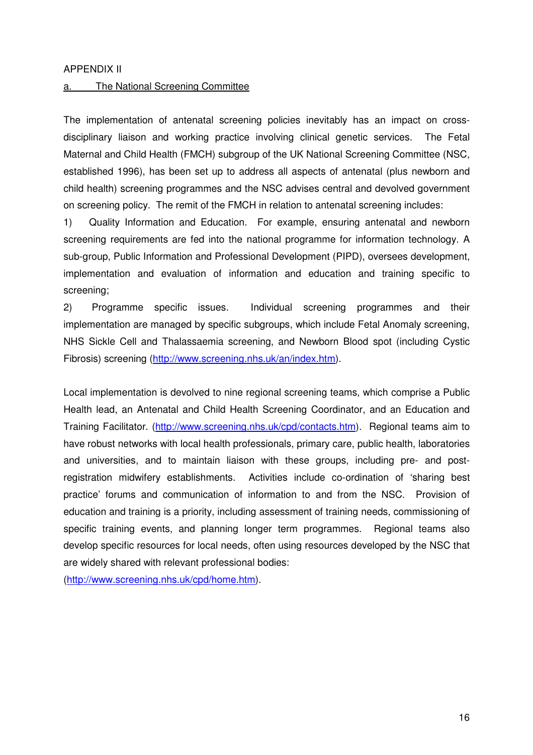APPENDIX II

a. The National Screening Committee

The implementation of antenatal screening policies inevitably has an impact on cross-disciplinary liaison and working practice involving clinical genetic services. The Fetal Maternal and Child Health (FMCH) subgroup of the UK National Screening Committee (NSC, established 1996), has been set up to address all aspects of antenatal (plus newborn and child health) screening programmes and the NSC advises central and devolved government on screening policy. The remit of the FMCH in relation to antenatal screening includes:

1) Quality Information and Education. For example, ensuring antenatal and newborn screening requirements are fed into the national programme for information technology. A sub-group, Public Information and Professional Development (PIPD), oversees development, implementation and evaluation of information and education and training specific to screening;

2) Programme specific issues. Individual screening programmes and their implementation are managed by specific subgroups, which include Fetal Anomaly screening, NHS Sickle Cell and Thalassaemia screening, and Newborn Blood spot (including Cystic Fibrosis) screening (http://www.screening.nhs.uk/an/index.htm).

Local implementation is devolved to nine regional screening teams, which comprise a Public Health lead, an Antenatal and Child Health Screening Coordinator, and an Education and Training Facilitator. (http://www.screening.nhs.uk/cpd/contacts.htm). Regional teams aim to have robust networks with local health professionals, primary care, public health, laboratories and universities, and to maintain liaison with these groups, including pre- and post-registration midwifery establishments. Activities include co-ordination of 'sharing best practice' forums and communication of information to and from the NSC. Provision of education and training is a priority, including assessment of training needs, commissioning of specific training events, and planning longer term programmes. Regional teams also develop specific resources for local needs, often using resources developed by the NSC that are widely shared with relevant professional bodies:
(http://www.screening.nhs.uk/cpd/home.htm).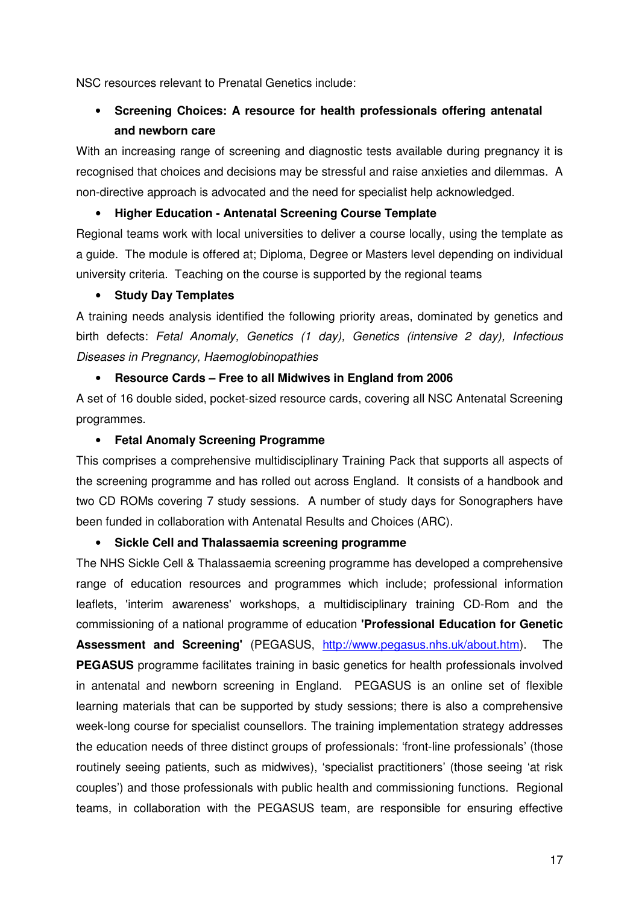NSC resources relevant to Prenatal Genetics include:

- **Screening Choices: A resource for health professionals offering antenatal and newborn care**

With an increasing range of screening and diagnostic tests available during pregnancy it is recognised that choices and decisions may be stressful and raise anxieties and dilemmas. A non-directive approach is advocated and the need for specialist help acknowledged.

- **Higher Education - Antenatal Screening Course Template**

Regional teams work with local universities to deliver a course locally, using the template as a guide. The module is offered at; Diploma, Degree or Masters level depending on individual university criteria. Teaching on the course is supported by the regional teams

- **Study Day Templates**

A training needs analysis identified the following priority areas, dominated by genetics and birth defects: *Fetal Anomaly, Genetics (1 day), Genetics (intensive 2 day), Infectious Diseases in Pregnancy, Haemoglobinopathies*

- **Resource Cards – Free to all Midwives in England from 2006**

A set of 16 double sided, pocket-sized resource cards, covering all NSC Antenatal Screening programmes.

- **Fetal Anomaly Screening Programme**

This comprises a comprehensive multidisciplinary Training Pack that supports all aspects of the screening programme and has rolled out across England. It consists of a handbook and two CD ROMs covering 7 study sessions. A number of study days for Sonographers have been funded in collaboration with Antenatal Results and Choices (ARC).

- **Sickle Cell and Thalassaemia screening programme**

The NHS Sickle Cell & Thalassaemia screening programme has developed a comprehensive range of education resources and programmes which include; professional information leaflets, 'interim awareness' workshops, a multidisciplinary training CD-Rom and the commissioning of a national programme of education **'Professional Education for Genetic Assessment and Screening'** (PEGASUS, http://www.pegasus.nhs.uk/about.htm). The **PEGASUS** programme facilitates training in basic genetics for health professionals involved in antenatal and newborn screening in England. PEGASUS is an online set of flexible learning materials that can be supported by study sessions; there is also a comprehensive week-long course for specialist counsellors. The training implementation strategy addresses the education needs of three distinct groups of professionals: 'front-line professionals' (those routinely seeing patients, such as midwives), 'specialist practitioners' (those seeing 'at risk couples') and those professionals with public health and commissioning functions. Regional teams, in collaboration with the PEGASUS team, are responsible for ensuring effective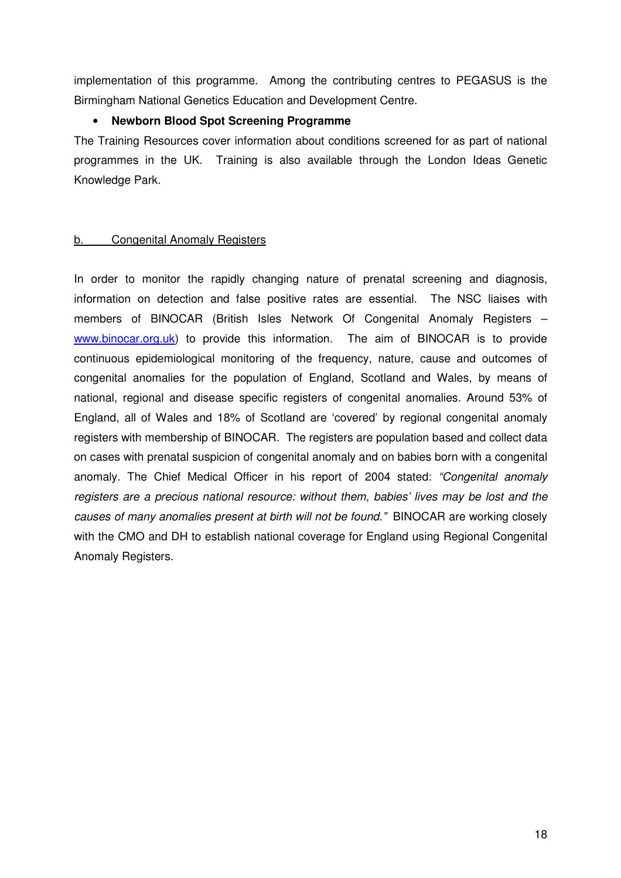implementation of this programme. Among the contributing centres to PEGASUS is the Birmingham National Genetics Education and Development Centre.

- **Newborn Blood Spot Screening Programme**

The Training Resources cover information about conditions screened for as part of national programmes in the UK. Training is also available through the London Ideas Genetic Knowledge Park.

### b. Congenital Anomaly Registers

In order to monitor the rapidly changing nature of prenatal screening and diagnosis, information on detection and false positive rates are essential. The NSC liaises with members of BINOCAR (British Isles Network Of Congenital Anomaly Registers – [www.binocar.org.uk](http://www.binocar.org.uk)) to provide this information. The aim of BINOCAR is to provide continuous epidemiological monitoring of the frequency, nature, cause and outcomes of congenital anomalies for the population of England, Scotland and Wales, by means of national, regional and disease specific registers of congenital anomalies. Around 53% of England, all of Wales and 18% of Scotland are 'covered' by regional congenital anomaly registers with membership of BINOCAR. The registers are population based and collect data on cases with prenatal suspicion of congenital anomaly and on babies born with a congenital anomaly. The Chief Medical Officer in his report of 2004 stated: *"Congenital anomaly registers are a precious national resource: without them, babies' lives may be lost and the causes of many anomalies present at birth will not be found."* BINOCAR are working closely with the CMO and DH to establish national coverage for England using Regional Congenital Anomaly Registers.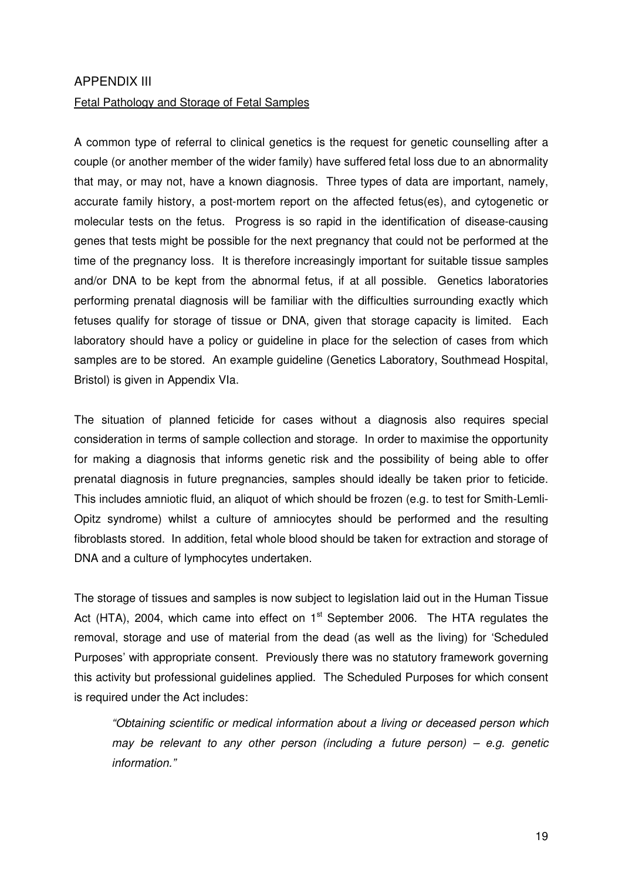## APPENDIX III

Fetal Pathology and Storage of Fetal Samples

A common type of referral to clinical genetics is the request for genetic counselling after a couple (or another member of the wider family) have suffered fetal loss due to an abnormality that may, or may not, have a known diagnosis. Three types of data are important, namely, accurate family history, a post-mortem report on the affected fetus(es), and cytogenetic or molecular tests on the fetus. Progress is so rapid in the identification of disease-causing genes that tests might be possible for the next pregnancy that could not be performed at the time of the pregnancy loss. It is therefore increasingly important for suitable tissue samples and/or DNA to be kept from the abnormal fetus, if at all possible. Genetics laboratories performing prenatal diagnosis will be familiar with the difficulties surrounding exactly which fetuses qualify for storage of tissue or DNA, given that storage capacity is limited. Each laboratory should have a policy or guideline in place for the selection of cases from which samples are to be stored. An example guideline (Genetics Laboratory, Southmead Hospital, Bristol) is given in Appendix VIa.

The situation of planned feticide for cases without a diagnosis also requires special consideration in terms of sample collection and storage. In order to maximise the opportunity for making a diagnosis that informs genetic risk and the possibility of being able to offer prenatal diagnosis in future pregnancies, samples should ideally be taken prior to feticide. This includes amniotic fluid, an aliquot of which should be frozen (e.g. to test for Smith-Lemli-Opitz syndrome) whilst a culture of amniocytes should be performed and the resulting fibroblasts stored. In addition, fetal whole blood should be taken for extraction and storage of DNA and a culture of lymphocytes undertaken.

The storage of tissues and samples is now subject to legislation laid out in the Human Tissue Act (HTA), 2004, which came into effect on 1st September 2006. The HTA regulates the removal, storage and use of material from the dead (as well as the living) for 'Scheduled Purposes' with appropriate consent. Previously there was no statutory framework governing this activity but professional guidelines applied. The Scheduled Purposes for which consent is required under the Act includes:

> *"Obtaining scientific or medical information about a living or deceased person which may be relevant to any other person (including a future person) – e.g. genetic information."*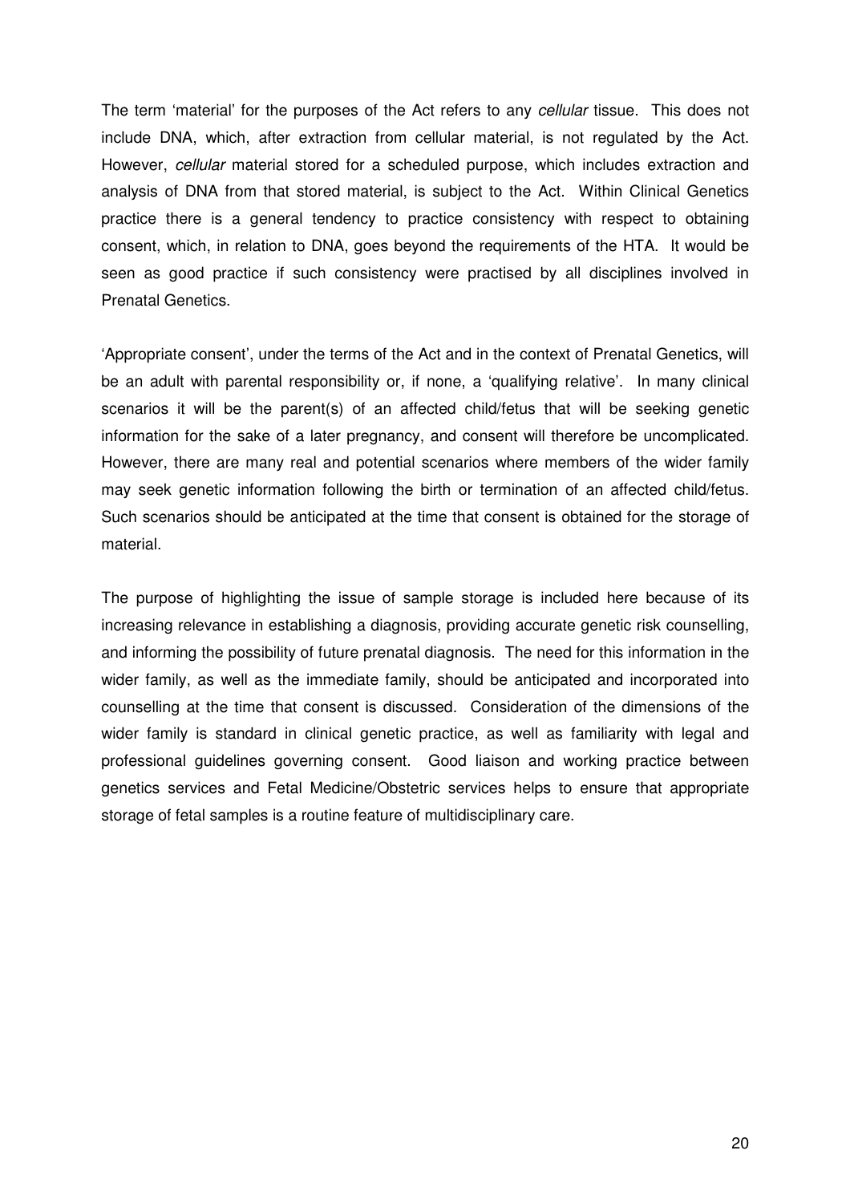The term 'material' for the purposes of the Act refers to any *cellular* tissue. This does not include DNA, which, after extraction from cellular material, is not regulated by the Act. However, *cellular* material stored for a scheduled purpose, which includes extraction and analysis of DNA from that stored material, is subject to the Act. Within Clinical Genetics practice there is a general tendency to practice consistency with respect to obtaining consent, which, in relation to DNA, goes beyond the requirements of the HTA. It would be seen as good practice if such consistency were practised by all disciplines involved in Prenatal Genetics.

'Appropriate consent', under the terms of the Act and in the context of Prenatal Genetics, will be an adult with parental responsibility or, if none, a 'qualifying relative'. In many clinical scenarios it will be the parent(s) of an affected child/fetus that will be seeking genetic information for the sake of a later pregnancy, and consent will therefore be uncomplicated. However, there are many real and potential scenarios where members of the wider family may seek genetic information following the birth or termination of an affected child/fetus. Such scenarios should be anticipated at the time that consent is obtained for the storage of material.

The purpose of highlighting the issue of sample storage is included here because of its increasing relevance in establishing a diagnosis, providing accurate genetic risk counselling, and informing the possibility of future prenatal diagnosis. The need for this information in the wider family, as well as the immediate family, should be anticipated and incorporated into counselling at the time that consent is discussed. Consideration of the dimensions of the wider family is standard in clinical genetic practice, as well as familiarity with legal and professional guidelines governing consent. Good liaison and working practice between genetics services and Fetal Medicine/Obstetric services helps to ensure that appropriate storage of fetal samples is a routine feature of multidisciplinary care.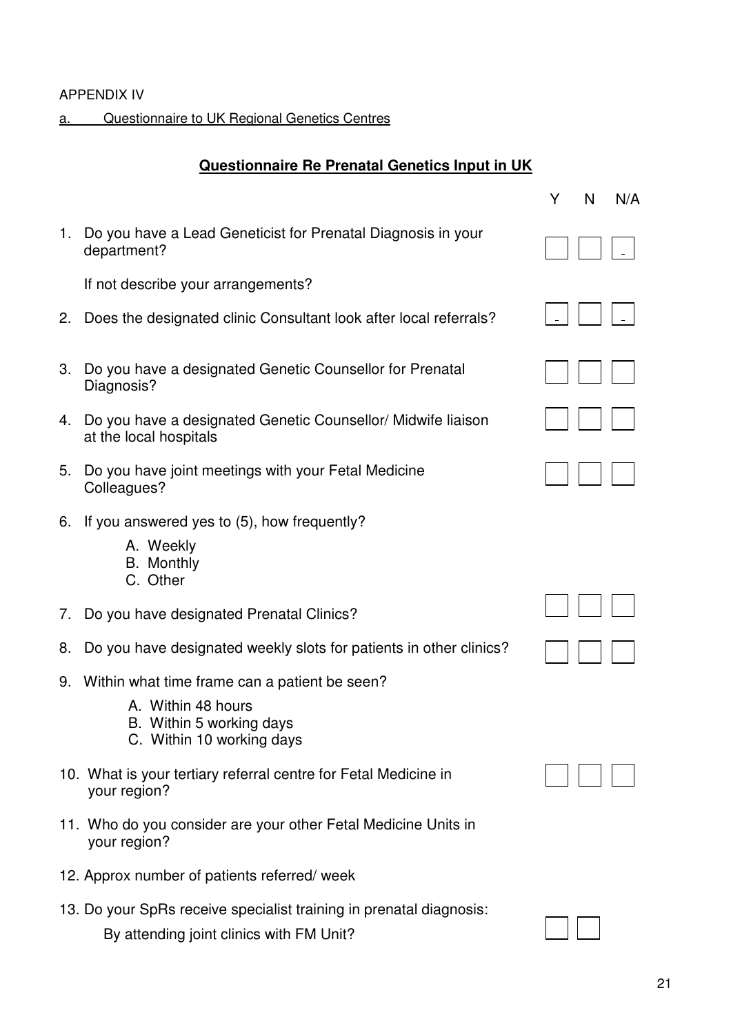APPENDIX IV

a. Questionnaire to UK Regional Genetics Centres

## Questionnaire Re Prenatal Genetics Input in UK

| | Question | Y | N | N/A |
|---|---|---|---|---|
| 1. | Do you have a Lead Geneticist for Prenatal Diagnosis in your department? | ☐ | ☐ | ☐ |
| | If not describe your arrangements? | | | |
| 2. | Does the designated clinic Consultant look after local referrals? | ☐ | ☐ | ☐ |
| 3. | Do you have a designated Genetic Counsellor for Prenatal Diagnosis? | ☐ | ☐ | ☐ |
| 4. | Do you have a designated Genetic Counsellor/ Midwife liaison at the local hospitals | ☐ | ☐ | ☐ |
| 5. | Do you have joint meetings with your Fetal Medicine Colleagues? | ☐ | ☐ | ☐ |
| 6. | If you answered yes to (5), how frequently?<br>A. Weekly<br>B. Monthly<br>C. Other | | | |
| 7. | Do you have designated Prenatal Clinics? | ☐ | ☐ | ☐ |
| 8. | Do you have designated weekly slots for patients in other clinics? | ☐ | ☐ | ☐ |
| 9. | Within what time frame can a patient be seen?<br>A. Within 48 hours<br>B. Within 5 working days<br>C. Within 10 working days | | | |
| 10. | What is your tertiary referral centre for Fetal Medicine in your region? | ☐ | ☐ | ☐ |
| 11. | Who do you consider are your other Fetal Medicine Units in your region? | | | |
| 12. | Approx number of patients referred/ week | | | |
| 13. | Do your SpRs receive specialist training in prenatal diagnosis:<br>By attending joint clinics with FM Unit? | ☐ | ☐ | |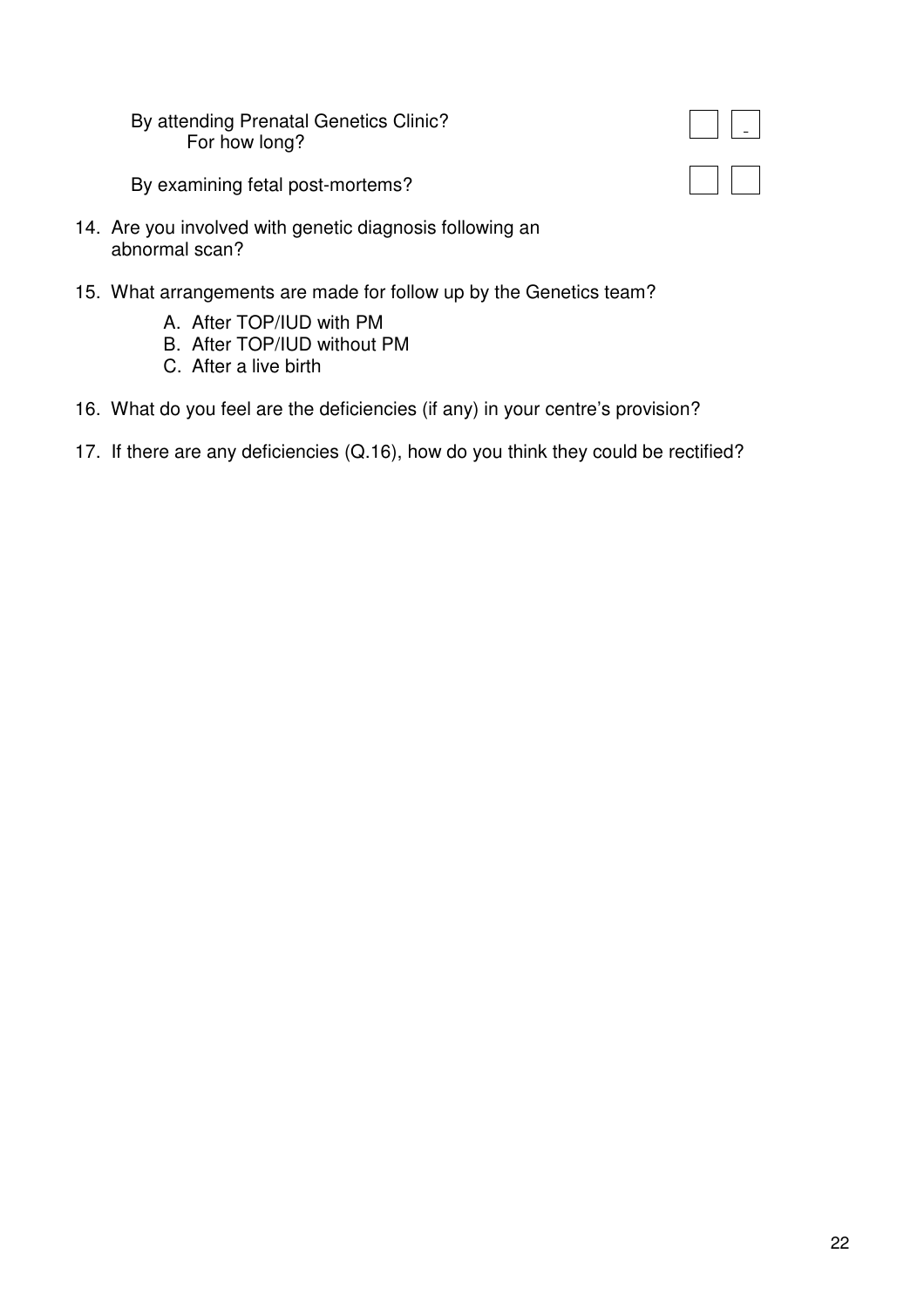By attending Prenatal Genetics Clinic? ☐ ☐
For how long?

By examining fetal post-mortems? ☐ ☐

14. Are you involved with genetic diagnosis following an abnormal scan?

15. What arrangements are made for follow up by the Genetics team?

    A. After TOP/IUD with PM
    B. After TOP/IUD without PM
    C. After a live birth

16. What do you feel are the deficiencies (if any) in your centre's provision?

17. If there are any deficiencies (Q.16), how do you think they could be rectified?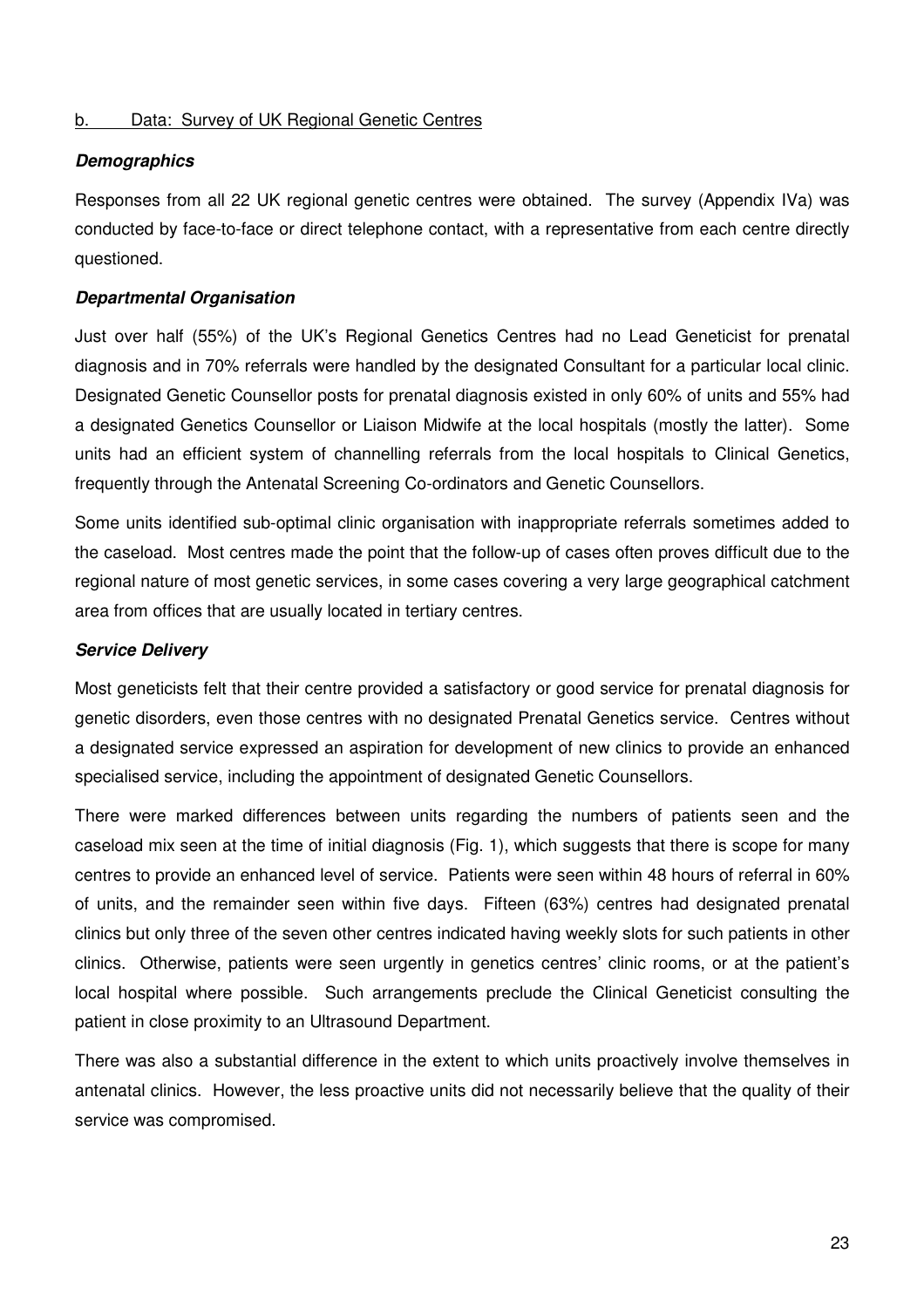b. Data: Survey of UK Regional Genetic Centres

***Demographics***

Responses from all 22 UK regional genetic centres were obtained. The survey (Appendix IVa) was conducted by face-to-face or direct telephone contact, with a representative from each centre directly questioned.

***Departmental Organisation***

Just over half (55%) of the UK's Regional Genetics Centres had no Lead Geneticist for prenatal diagnosis and in 70% referrals were handled by the designated Consultant for a particular local clinic. Designated Genetic Counsellor posts for prenatal diagnosis existed in only 60% of units and 55% had a designated Genetics Counsellor or Liaison Midwife at the local hospitals (mostly the latter). Some units had an efficient system of channelling referrals from the local hospitals to Clinical Genetics, frequently through the Antenatal Screening Co-ordinators and Genetic Counsellors.

Some units identified sub-optimal clinic organisation with inappropriate referrals sometimes added to the caseload. Most centres made the point that the follow-up of cases often proves difficult due to the regional nature of most genetic services, in some cases covering a very large geographical catchment area from offices that are usually located in tertiary centres.

***Service Delivery***

Most geneticists felt that their centre provided a satisfactory or good service for prenatal diagnosis for genetic disorders, even those centres with no designated Prenatal Genetics service. Centres without a designated service expressed an aspiration for development of new clinics to provide an enhanced specialised service, including the appointment of designated Genetic Counsellors.

There were marked differences between units regarding the numbers of patients seen and the caseload mix seen at the time of initial diagnosis (Fig. 1), which suggests that there is scope for many centres to provide an enhanced level of service. Patients were seen within 48 hours of referral in 60% of units, and the remainder seen within five days. Fifteen (63%) centres had designated prenatal clinics but only three of the seven other centres indicated having weekly slots for such patients in other clinics. Otherwise, patients were seen urgently in genetics centres' clinic rooms, or at the patient's local hospital where possible. Such arrangements preclude the Clinical Geneticist consulting the patient in close proximity to an Ultrasound Department.

There was also a substantial difference in the extent to which units proactively involve themselves in antenatal clinics. However, the less proactive units did not necessarily believe that the quality of their service was compromised.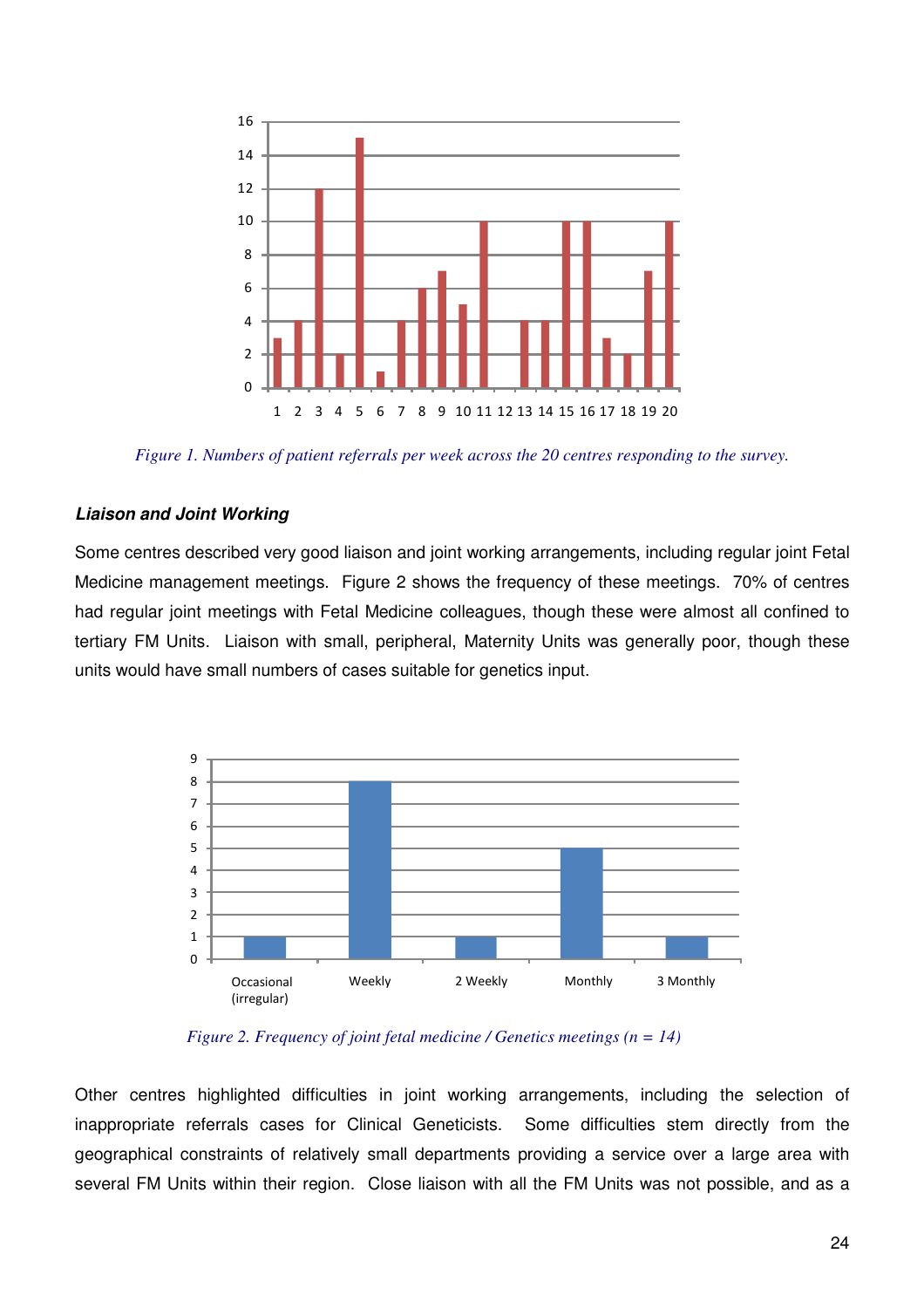Figure 1. Numbers of patient referrals per week across the 20 centres responding to the survey.

**Liaison and Joint Working**

Some centres described very good liaison and joint working arrangements, including regular joint Fetal Medicine management meetings. Figure 2 shows the frequency of these meetings. 70% of centres had regular joint meetings with Fetal Medicine colleagues, though these were almost all confined to tertiary FM Units. Liaison with small, peripheral, Maternity Units was generally poor, though these units would have small numbers of cases suitable for genetics input.

Figure 2. Frequency of joint fetal medicine / Genetics meetings (n = 14)

Other centres highlighted difficulties in joint working arrangements, including the selection of inappropriate referrals cases for Clinical Geneticists. Some difficulties stem directly from the geographical constraints of relatively small departments providing a service over a large area with several FM Units within their region. Close liaison with all the FM Units was not possible, and as a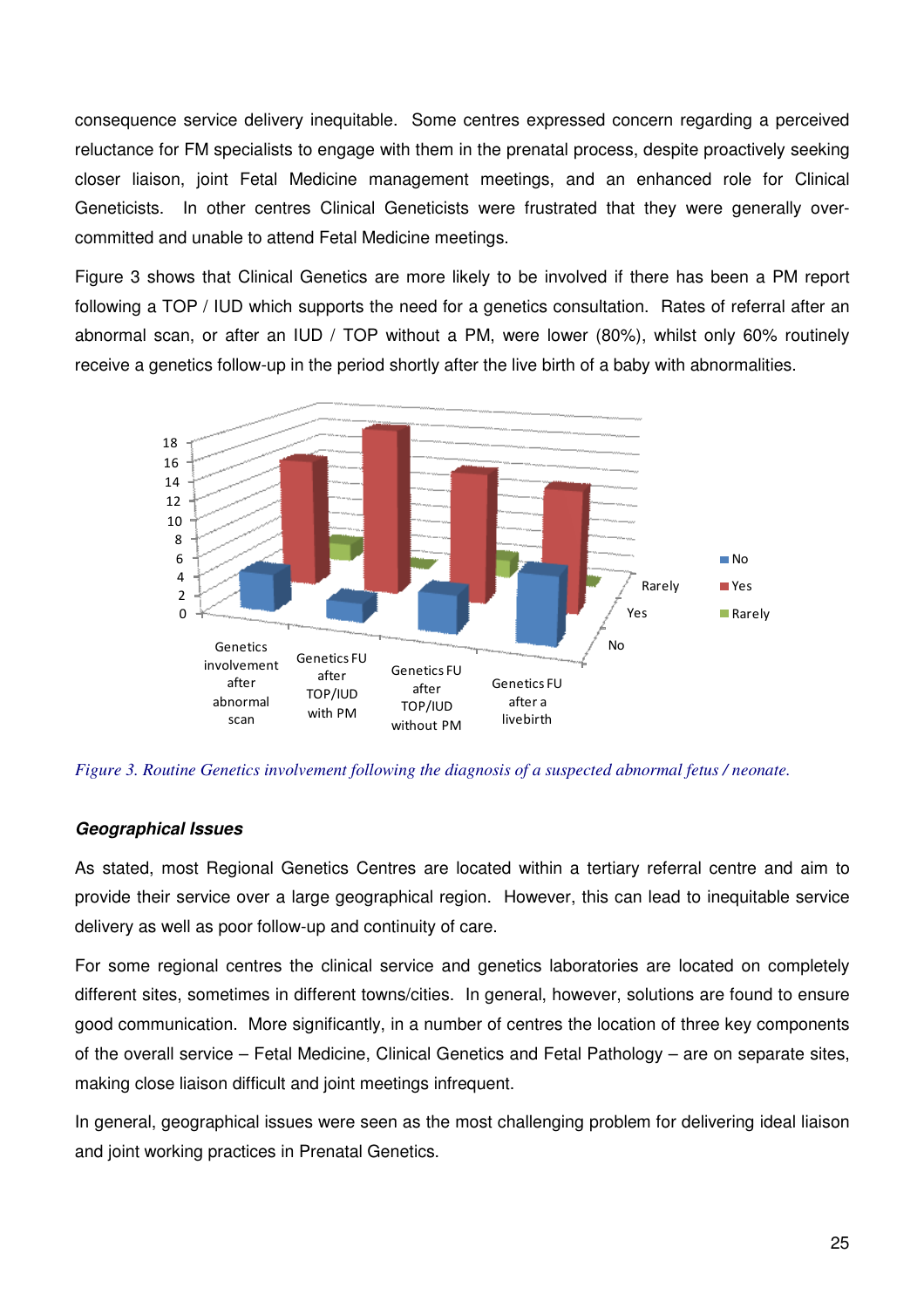consequence service delivery inequitable. Some centres expressed concern regarding a perceived reluctance for FM specialists to engage with them in the prenatal process, despite proactively seeking closer liaison, joint Fetal Medicine management meetings, and an enhanced role for Clinical Geneticists. In other centres Clinical Geneticists were frustrated that they were generally over-committed and unable to attend Fetal Medicine meetings.

Figure 3 shows that Clinical Genetics are more likely to be involved if there has been a PM report following a TOP / IUD which supports the need for a genetics consultation. Rates of referral after an abnormal scan, or after an IUD / TOP without a PM, were lower (80%), whilst only 60% routinely receive a genetics follow-up in the period shortly after the live birth of a baby with abnormalities.

*Figure 3. Routine Genetics involvement following the diagnosis of a suspected abnormal fetus / neonate.*

#### Geographical Issues

As stated, most Regional Genetics Centres are located within a tertiary referral centre and aim to provide their service over a large geographical region. However, this can lead to inequitable service delivery as well as poor follow-up and continuity of care.

For some regional centres the clinical service and genetics laboratories are located on completely different sites, sometimes in different towns/cities. In general, however, solutions are found to ensure good communication. More significantly, in a number of centres the location of three key components of the overall service – Fetal Medicine, Clinical Genetics and Fetal Pathology – are on separate sites, making close liaison difficult and joint meetings infrequent.

In general, geographical issues were seen as the most challenging problem for delivering ideal liaison and joint working practices in Prenatal Genetics.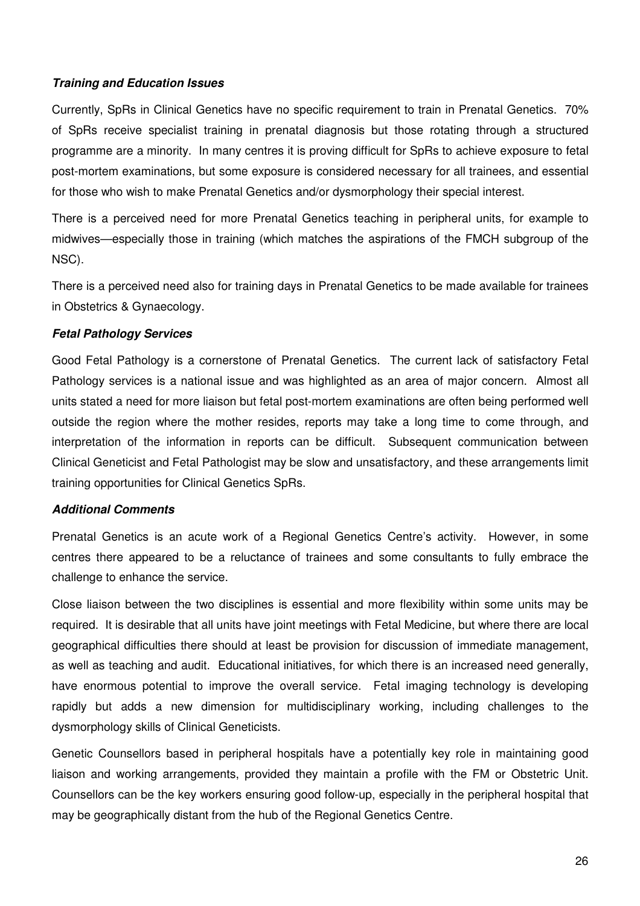***Training and Education Issues***

Currently, SpRs in Clinical Genetics have no specific requirement to train in Prenatal Genetics. 70% of SpRs receive specialist training in prenatal diagnosis but those rotating through a structured programme are a minority. In many centres it is proving difficult for SpRs to achieve exposure to fetal post-mortem examinations, but some exposure is considered necessary for all trainees, and essential for those who wish to make Prenatal Genetics and/or dysmorphology their special interest.

There is a perceived need for more Prenatal Genetics teaching in peripheral units, for example to midwives—especially those in training (which matches the aspirations of the FMCH subgroup of the NSC).

There is a perceived need also for training days in Prenatal Genetics to be made available for trainees in Obstetrics & Gynaecology.

***Fetal Pathology Services***

Good Fetal Pathology is a cornerstone of Prenatal Genetics. The current lack of satisfactory Fetal Pathology services is a national issue and was highlighted as an area of major concern. Almost all units stated a need for more liaison but fetal post-mortem examinations are often being performed well outside the region where the mother resides, reports may take a long time to come through, and interpretation of the information in reports can be difficult. Subsequent communication between Clinical Geneticist and Fetal Pathologist may be slow and unsatisfactory, and these arrangements limit training opportunities for Clinical Genetics SpRs.

***Additional Comments***

Prenatal Genetics is an acute work of a Regional Genetics Centre's activity. However, in some centres there appeared to be a reluctance of trainees and some consultants to fully embrace the challenge to enhance the service.

Close liaison between the two disciplines is essential and more flexibility within some units may be required. It is desirable that all units have joint meetings with Fetal Medicine, but where there are local geographical difficulties there should at least be provision for discussion of immediate management, as well as teaching and audit. Educational initiatives, for which there is an increased need generally, have enormous potential to improve the overall service. Fetal imaging technology is developing rapidly but adds a new dimension for multidisciplinary working, including challenges to the dysmorphology skills of Clinical Geneticists.

Genetic Counsellors based in peripheral hospitals have a potentially key role in maintaining good liaison and working arrangements, provided they maintain a profile with the FM or Obstetric Unit. Counsellors can be the key workers ensuring good follow-up, especially in the peripheral hospital that may be geographically distant from the hub of the Regional Genetics Centre.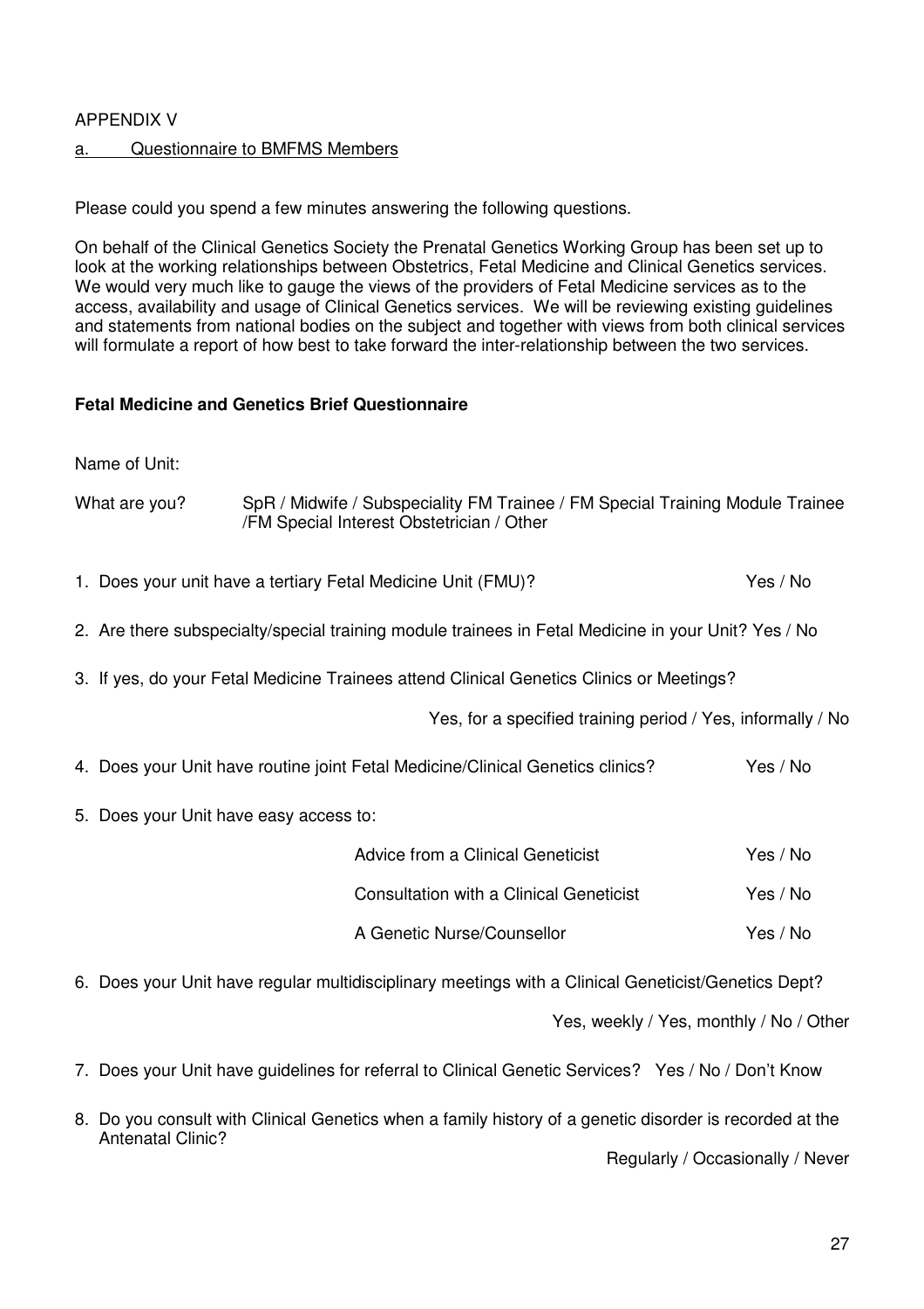APPENDIX V

a. <u>Questionnaire to BMFMS Members</u>

Please could you spend a few minutes answering the following questions.

On behalf of the Clinical Genetics Society the Prenatal Genetics Working Group has been set up to look at the working relationships between Obstetrics, Fetal Medicine and Clinical Genetics services. We would very much like to gauge the views of the providers of Fetal Medicine services as to the access, availability and usage of Clinical Genetics services. We will be reviewing existing guidelines and statements from national bodies on the subject and together with views from both clinical services will formulate a report of how best to take forward the inter-relationship between the two services.

**Fetal Medicine and Genetics Brief Questionnaire**

Name of Unit:

What are you? SpR / Midwife / Subspeciality FM Trainee / FM Special Training Module Trainee /FM Special Interest Obstetrician / Other

1. Does your unit have a tertiary Fetal Medicine Unit (FMU)? Yes / No

2. Are there subspecialty/special training module trainees in Fetal Medicine in your Unit? Yes / No

3. If yes, do your Fetal Medicine Trainees attend Clinical Genetics Clinics or Meetings?

   Yes, for a specified training period / Yes, informally / No

4. Does your Unit have routine joint Fetal Medicine/Clinical Genetics clinics? Yes / No

5. Does your Unit have easy access to:

   | | |
   |---|---|
   | Advice from a Clinical Geneticist | Yes / No |
   | Consultation with a Clinical Geneticist | Yes / No |
   | A Genetic Nurse/Counsellor | Yes / No |

6. Does your Unit have regular multidisciplinary meetings with a Clinical Geneticist/Genetics Dept?

   Yes, weekly / Yes, monthly / No / Other

7. Does your Unit have guidelines for referral to Clinical Genetic Services? Yes / No / Don't Know

8. Do you consult with Clinical Genetics when a family history of a genetic disorder is recorded at the Antenatal Clinic?

   Regularly / Occasionally / Never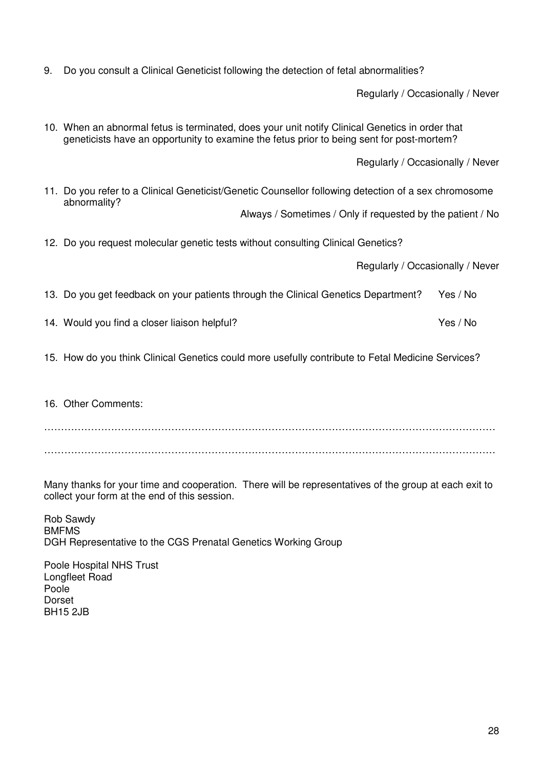9. Do you consult a Clinical Geneticist following the detection of fetal abnormalities?

   Regularly / Occasionally / Never

10. When an abnormal fetus is terminated, does your unit notify Clinical Genetics in order that geneticists have an opportunity to examine the fetus prior to being sent for post-mortem?

    Regularly / Occasionally / Never

11. Do you refer to a Clinical Geneticist/Genetic Counsellor following detection of a sex chromosome abnormality?

    Always / Sometimes / Only if requested by the patient / No

12. Do you request molecular genetic tests without consulting Clinical Genetics?

    Regularly / Occasionally / Never

13. Do you get feedback on your patients through the Clinical Genetics Department? Yes / No

14. Would you find a closer liaison helpful? Yes / No

15. How do you think Clinical Genetics could more usefully contribute to Fetal Medicine Services?

16. Other Comments:

……………………………………………………………………………………………………………………

……………………………………………………………………………………………………………………

Many thanks for your time and cooperation. There will be representatives of the group at each exit to collect your form at the end of this session.

Rob Sawdy
BMFMS
DGH Representative to the CGS Prenatal Genetics Working Group

Poole Hospital NHS Trust
Longfleet Road
Poole
Dorset
BH15 2JB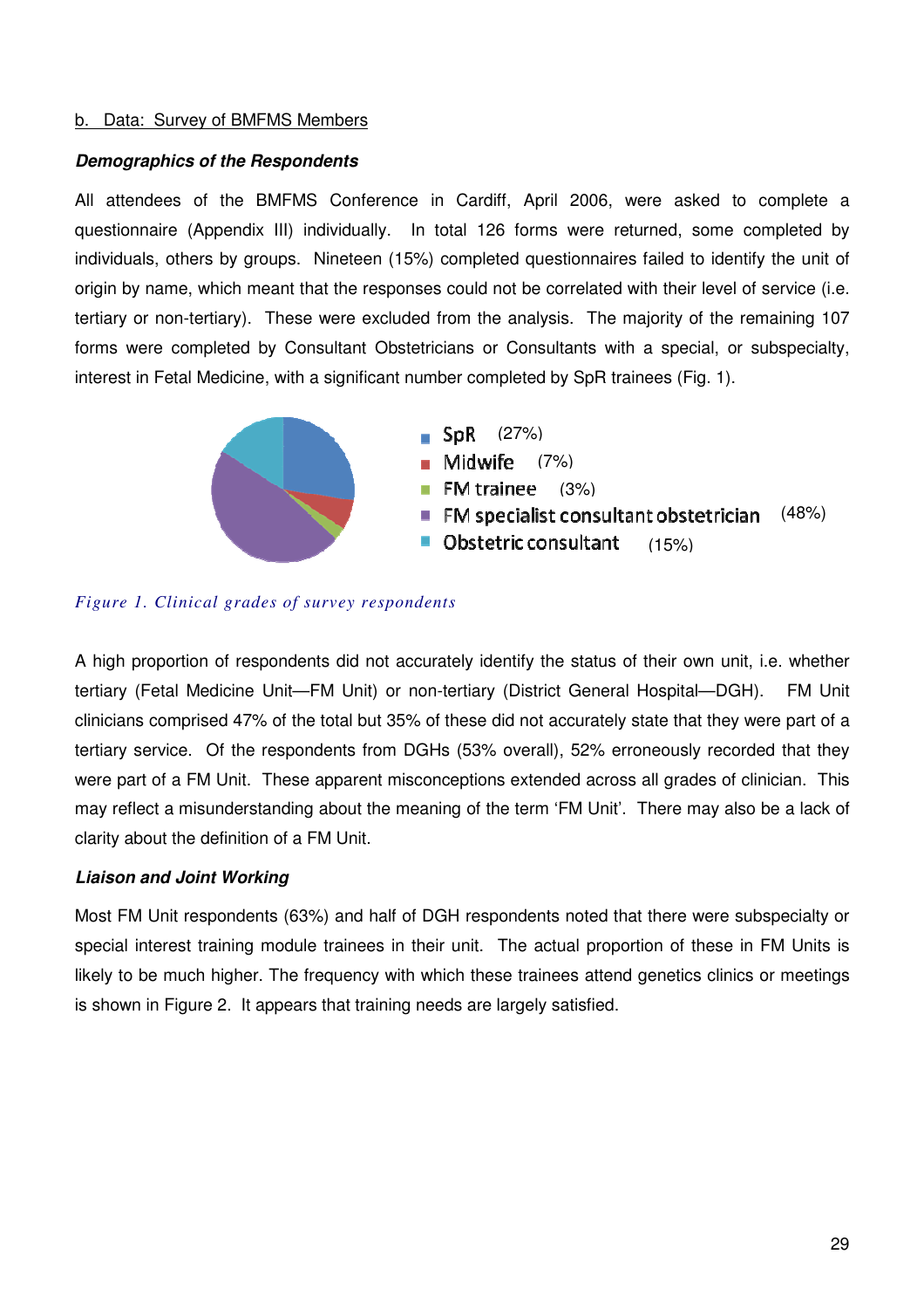b. Data: Survey of BMFMS Members

**_Demographics of the Respondents_**

All attendees of the BMFMS Conference in Cardiff, April 2006, were asked to complete a questionnaire (Appendix III) individually. In total 126 forms were returned, some completed by individuals, others by groups. Nineteen (15%) completed questionnaires failed to identify the unit of origin by name, which meant that the responses could not be correlated with their level of service (i.e. tertiary or non-tertiary). These were excluded from the analysis. The majority of the remaining 107 forms were completed by Consultant Obstetricians or Consultants with a special, or subspecialty, interest in Fetal Medicine, with a significant number completed by SpR trainees (Fig. 1).

- SpR (27%)
- Midwife (7%)
- FM trainee (3%)
- FM specialist consultant obstetrician (48%)
- Obstetric consultant (15%)

*Figure 1. Clinical grades of survey respondents*

A high proportion of respondents did not accurately identify the status of their own unit, i.e. whether tertiary (Fetal Medicine Unit—FM Unit) or non-tertiary (District General Hospital—DGH). FM Unit clinicians comprised 47% of the total but 35% of these did not accurately state that they were part of a tertiary service. Of the respondents from DGHs (53% overall), 52% erroneously recorded that they were part of a FM Unit. These apparent misconceptions extended across all grades of clinician. This may reflect a misunderstanding about the meaning of the term 'FM Unit'. There may also be a lack of clarity about the definition of a FM Unit.

**_Liaison and Joint Working_**

Most FM Unit respondents (63%) and half of DGH respondents noted that there were subspecialty or special interest training module trainees in their unit. The actual proportion of these in FM Units is likely to be much higher. The frequency with which these trainees attend genetics clinics or meetings is shown in Figure 2. It appears that training needs are largely satisfied.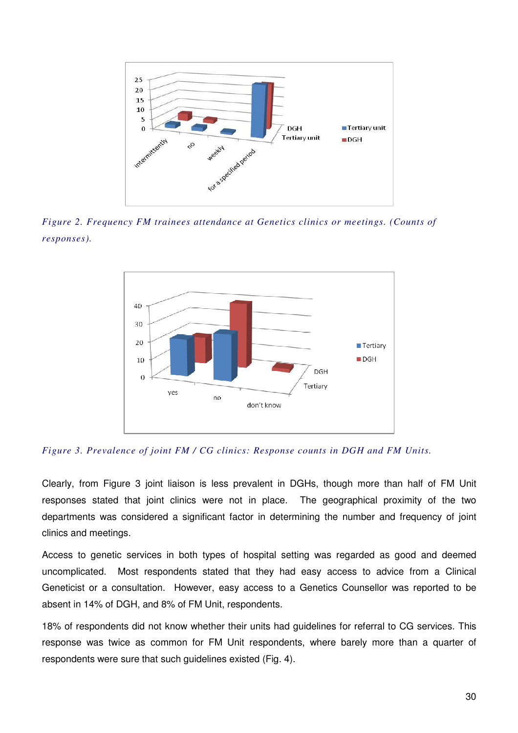*Figure 2. Frequency FM trainees attendance at Genetics clinics or meetings. (Counts of responses).*

*Figure 3. Prevalence of joint FM / CG clinics: Response counts in DGH and FM Units.*

Clearly, from Figure 3 joint liaison is less prevalent in DGHs, though more than half of FM Unit responses stated that joint clinics were not in place. The geographical proximity of the two departments was considered a significant factor in determining the number and frequency of joint clinics and meetings.

Access to genetic services in both types of hospital setting was regarded as good and deemed uncomplicated. Most respondents stated that they had easy access to advice from a Clinical Geneticist or a consultation. However, easy access to a Genetics Counsellor was reported to be absent in 14% of DGH, and 8% of FM Unit, respondents.

18% of respondents did not know whether their units had guidelines for referral to CG services. This response was twice as common for FM Unit respondents, where barely more than a quarter of respondents were sure that such guidelines existed (Fig. 4).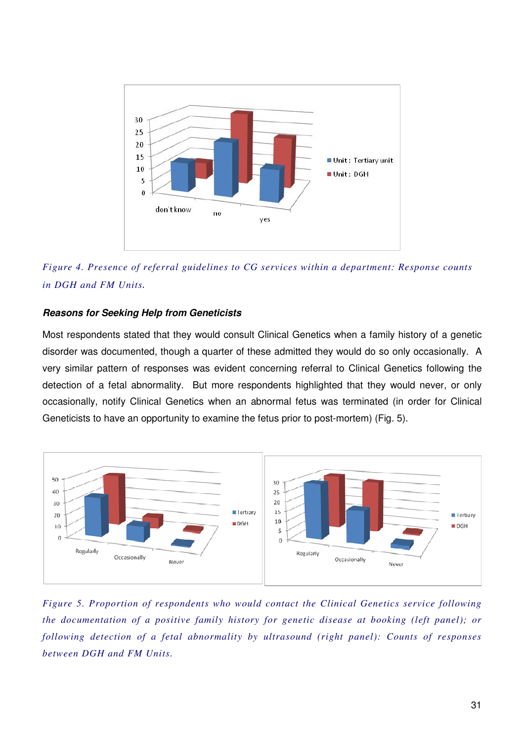Figure 4. *Presence of referral guidelines to CG services within a department: Response counts in DGH and FM Units.*

### *Reasons for Seeking Help from Geneticists*

Most respondents stated that they would consult Clinical Genetics when a family history of a genetic disorder was documented, though a quarter of these admitted they would do so only occasionally. A very similar pattern of responses was evident concerning referral to Clinical Genetics following the detection of a fetal abnormality. But more respondents highlighted that they would never, or only occasionally, notify Clinical Genetics when an abnormal fetus was terminated (in order for Clinical Geneticists to have an opportunity to examine the fetus prior to post-mortem) (Fig. 5).

*Figure 5. Proportion of respondents who would contact the Clinical Genetics service following the documentation of a positive family history for genetic disease at booking (left panel); or following detection of a fetal abnormality by ultrasound (right panel): Counts of responses between DGH and FM Units.*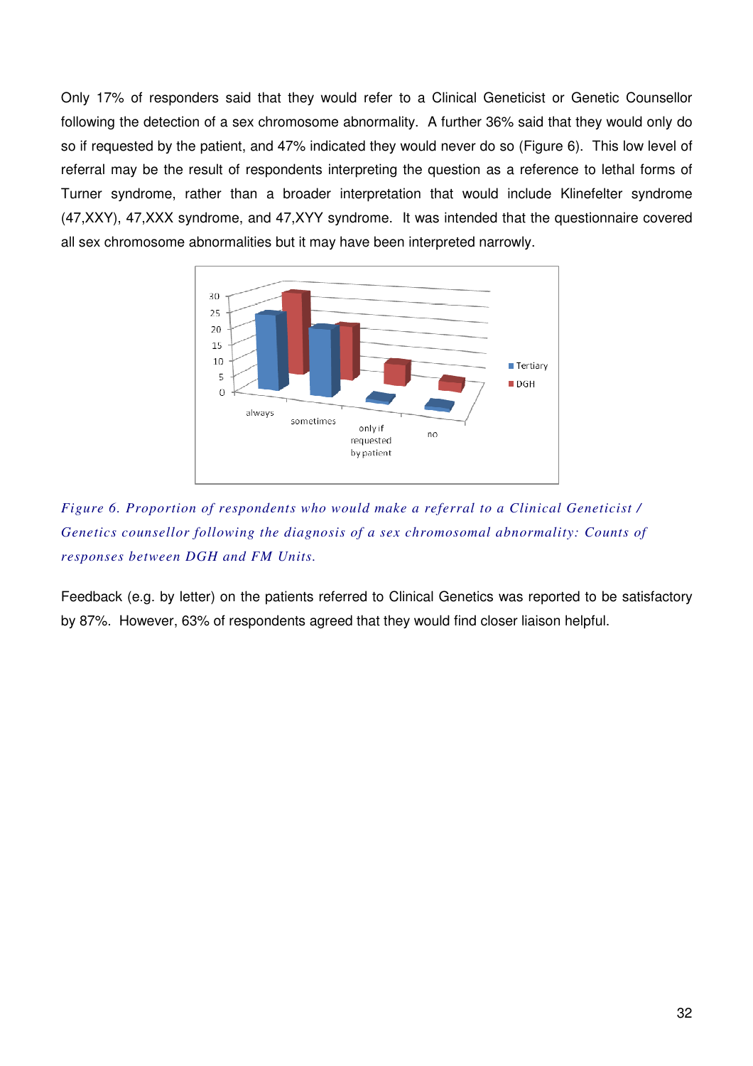Only 17% of responders said that they would refer to a Clinical Geneticist or Genetic Counsellor following the detection of a sex chromosome abnormality. A further 36% said that they would only do so if requested by the patient, and 47% indicated they would never do so (Figure 6). This low level of referral may be the result of respondents interpreting the question as a reference to lethal forms of Turner syndrome, rather than a broader interpretation that would include Klinefelter syndrome (47,XXY), 47,XXX syndrome, and 47,XYY syndrome. It was intended that the questionnaire covered all sex chromosome abnormalities but it may have been interpreted narrowly.

*Figure 6. Proportion of respondents who would make a referral to a Clinical Geneticist / Genetics counsellor following the diagnosis of a sex chromosomal abnormality: Counts of responses between DGH and FM Units.*

Feedback (e.g. by letter) on the patients referred to Clinical Genetics was reported to be satisfactory by 87%. However, 63% of respondents agreed that they would find closer liaison helpful.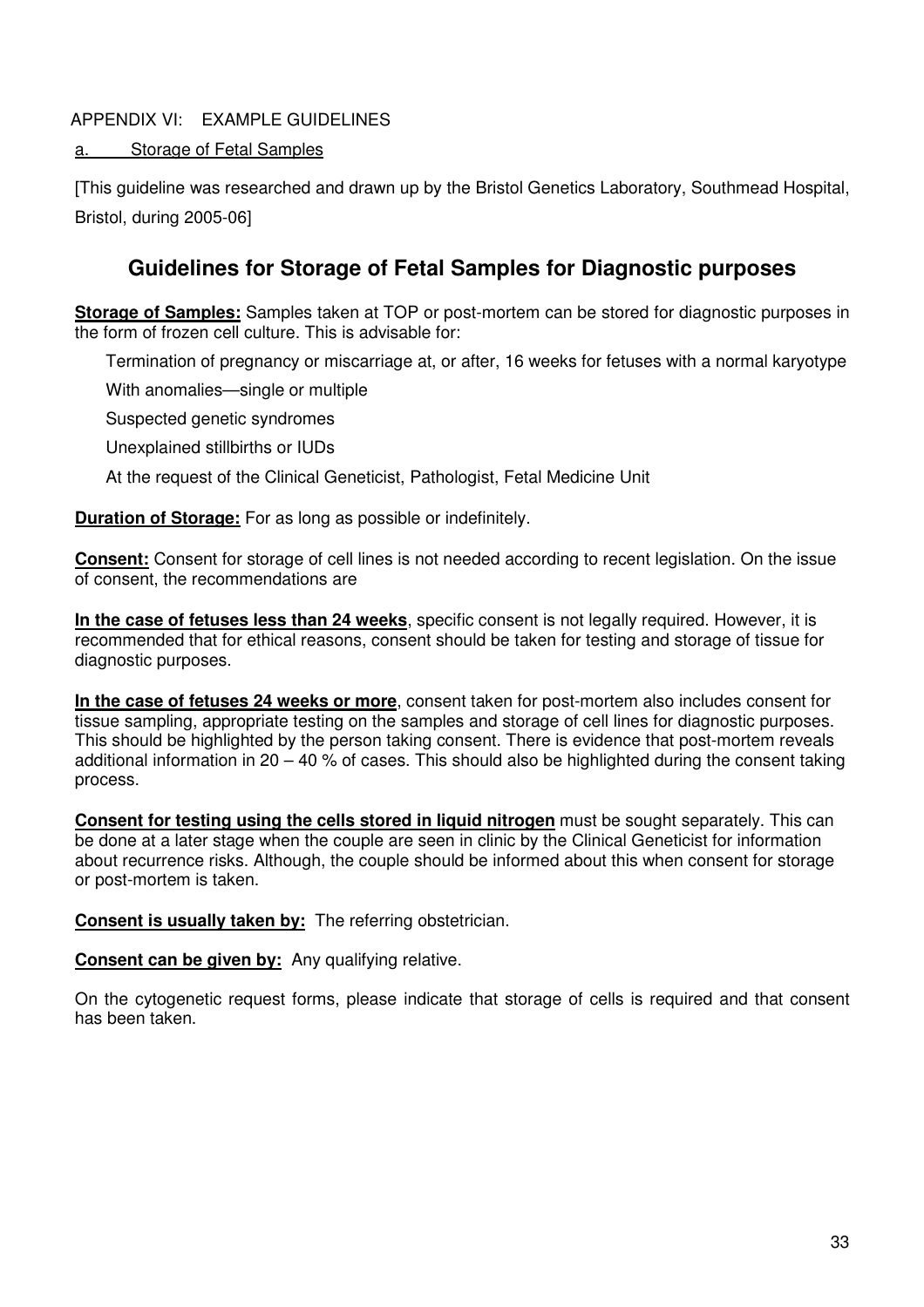APPENDIX VI: EXAMPLE GUIDELINES

a. Storage of Fetal Samples

[This guideline was researched and drawn up by the Bristol Genetics Laboratory, Southmead Hospital, Bristol, during 2005-06]

## Guidelines for Storage of Fetal Samples for Diagnostic purposes

**Storage of Samples:** Samples taken at TOP or post-mortem can be stored for diagnostic purposes in the form of frozen cell culture. This is advisable for:

- Termination of pregnancy or miscarriage at, or after, 16 weeks for fetuses with a normal karyotype
- With anomalies—single or multiple
- Suspected genetic syndromes
- Unexplained stillbirths or IUDs
- At the request of the Clinical Geneticist, Pathologist, Fetal Medicine Unit

**Duration of Storage:** For as long as possible or indefinitely.

**Consent:** Consent for storage of cell lines is not needed according to recent legislation. On the issue of consent, the recommendations are

**In the case of fetuses less than 24 weeks**, specific consent is not legally required. However, it is recommended that for ethical reasons, consent should be taken for testing and storage of tissue for diagnostic purposes.

**In the case of fetuses 24 weeks or more**, consent taken for post-mortem also includes consent for tissue sampling, appropriate testing on the samples and storage of cell lines for diagnostic purposes. This should be highlighted by the person taking consent. There is evidence that post-mortem reveals additional information in 20 – 40 % of cases. This should also be highlighted during the consent taking process.

**Consent for testing using the cells stored in liquid nitrogen** must be sought separately. This can be done at a later stage when the couple are seen in clinic by the Clinical Geneticist for information about recurrence risks. Although, the couple should be informed about this when consent for storage or post-mortem is taken.

**Consent is usually taken by:** The referring obstetrician.

**Consent can be given by:** Any qualifying relative.

On the cytogenetic request forms, please indicate that storage of cells is required and that consent has been taken.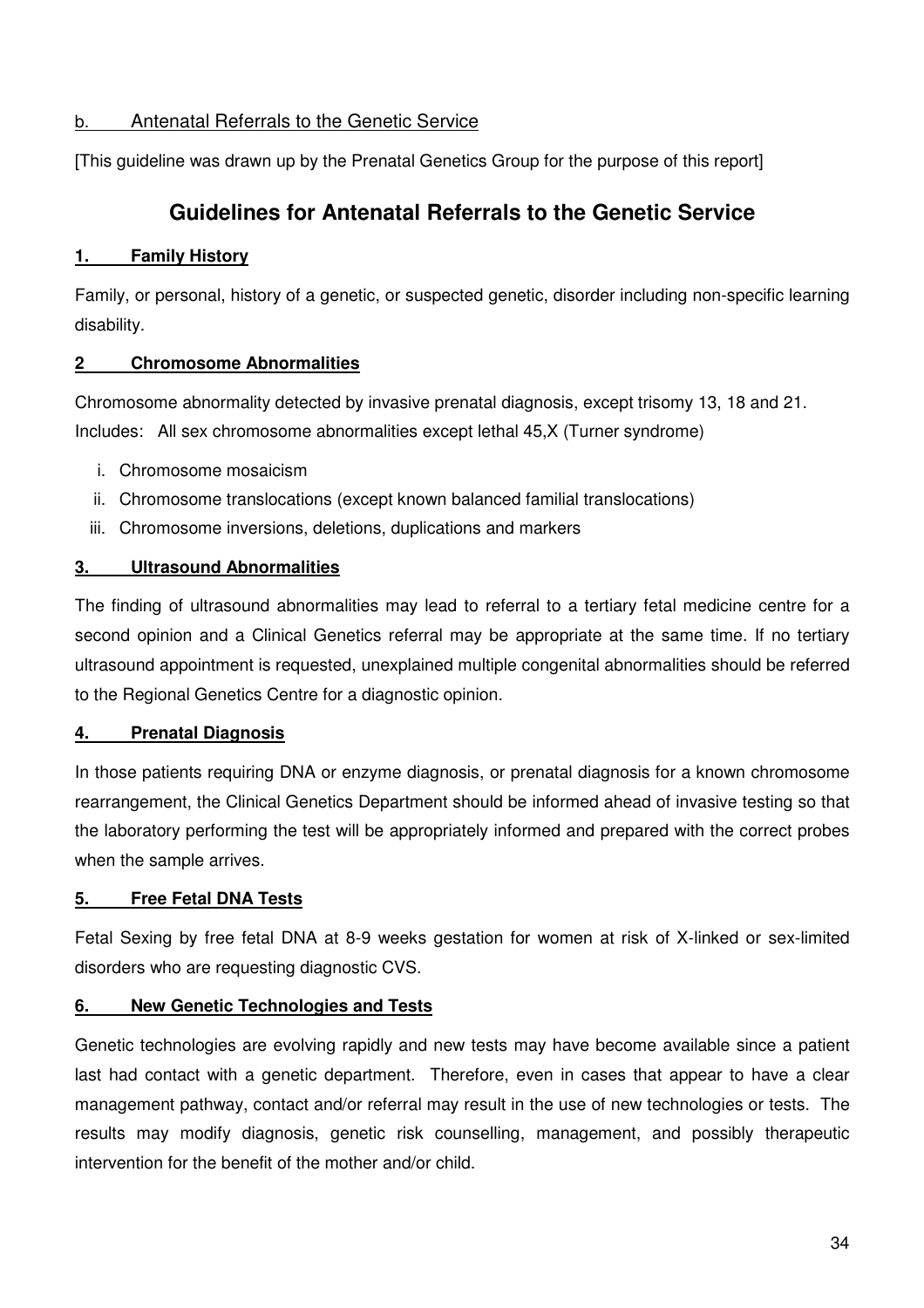b. Antenatal Referrals to the Genetic Service

[This guideline was drawn up by the Prenatal Genetics Group for the purpose of this report]

## Guidelines for Antenatal Referrals to the Genetic Service

**1. Family History**

Family, or personal, history of a genetic, or suspected genetic, disorder including non-specific learning disability.

**2 Chromosome Abnormalities**

Chromosome abnormality detected by invasive prenatal diagnosis, except trisomy 13, 18 and 21.
Includes: All sex chromosome abnormalities except lethal 45,X (Turner syndrome)

i. Chromosome mosaicism
ii. Chromosome translocations (except known balanced familial translocations)
iii. Chromosome inversions, deletions, duplications and markers

**3. Ultrasound Abnormalities**

The finding of ultrasound abnormalities may lead to referral to a tertiary fetal medicine centre for a second opinion and a Clinical Genetics referral may be appropriate at the same time. If no tertiary ultrasound appointment is requested, unexplained multiple congenital abnormalities should be referred to the Regional Genetics Centre for a diagnostic opinion.

**4. Prenatal Diagnosis**

In those patients requiring DNA or enzyme diagnosis, or prenatal diagnosis for a known chromosome rearrangement, the Clinical Genetics Department should be informed ahead of invasive testing so that the laboratory performing the test will be appropriately informed and prepared with the correct probes when the sample arrives.

**5. Free Fetal DNA Tests**

Fetal Sexing by free fetal DNA at 8-9 weeks gestation for women at risk of X-linked or sex-limited disorders who are requesting diagnostic CVS.

**6. New Genetic Technologies and Tests**

Genetic technologies are evolving rapidly and new tests may have become available since a patient last had contact with a genetic department. Therefore, even in cases that appear to have a clear management pathway, contact and/or referral may result in the use of new technologies or tests. The results may modify diagnosis, genetic risk counselling, management, and possibly therapeutic intervention for the benefit of the mother and/or child.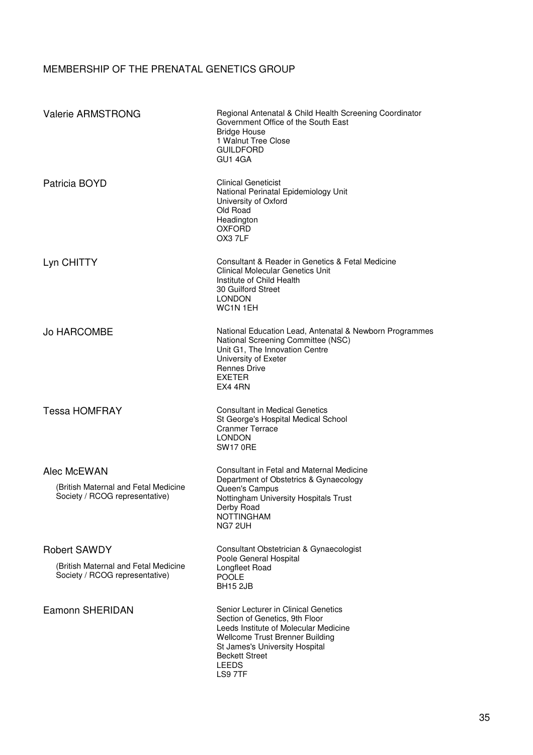## MEMBERSHIP OF THE PRENATAL GENETICS GROUP

**Valerie ARMSTRONG**

Regional Antenatal & Child Health Screening Coordinator
Government Office of the South East
Bridge House
1 Walnut Tree Close
GUILDFORD
GU1 4GA

**Patricia BOYD**

Clinical Geneticist
National Perinatal Epidemiology Unit
University of Oxford
Old Road
Headington
OXFORD
OX3 7LF

**Lyn CHITTY**

Consultant & Reader in Genetics & Fetal Medicine
Clinical Molecular Genetics Unit
Institute of Child Health
30 Guilford Street
LONDON
WC1N 1EH

**Jo HARCOMBE**

National Education Lead, Antenatal & Newborn Programmes
National Screening Committee (NSC)
Unit G1, The Innovation Centre
University of Exeter
Rennes Drive
EXETER
EX4 4RN

**Tessa HOMFRAY**

Consultant in Medical Genetics
St George's Hospital Medical School
Cranmer Terrace
LONDON
SW17 0RE

**Alec McEWAN**

(British Maternal and Fetal Medicine Society / RCOG representative)

Consultant in Fetal and Maternal Medicine
Department of Obstetrics & Gynaecology
Queen's Campus
Nottingham University Hospitals Trust
Derby Road
NOTTINGHAM
NG7 2UH

**Robert SAWDY**

(British Maternal and Fetal Medicine Society / RCOG representative)

Consultant Obstetrician & Gynaecologist
Poole General Hospital
Longfleet Road
POOLE
BH15 2JB

**Eamonn SHERIDAN**

Senior Lecturer in Clinical Genetics
Section of Genetics, 9th Floor
Leeds Institute of Molecular Medicine
Wellcome Trust Brenner Building
St James's University Hospital
Beckett Street
LEEDS
LS9 7TF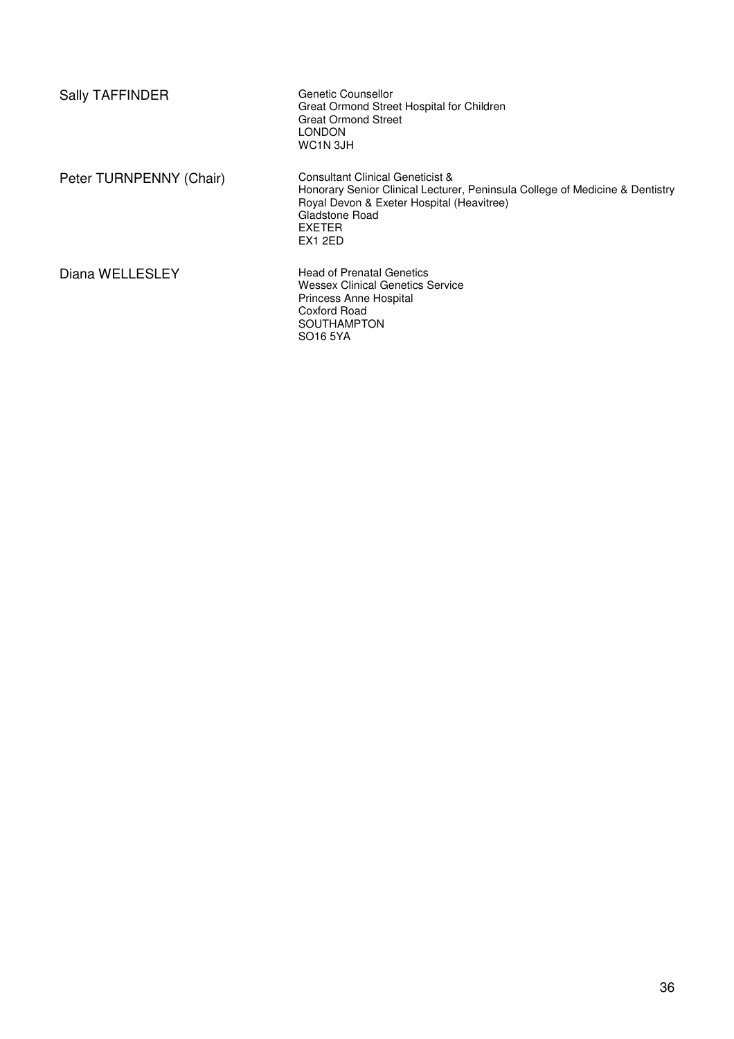| | |
|---|---|
| Sally TAFFINDER | Genetic Counsellor<br>Great Ormond Street Hospital for Children<br>Great Ormond Street<br>LONDON<br>WC1N 3JH |
| Peter TURNPENNY (Chair) | Consultant Clinical Geneticist &<br>Honorary Senior Clinical Lecturer, Peninsula College of Medicine & Dentistry<br>Royal Devon & Exeter Hospital (Heavitree)<br>Gladstone Road<br>EXETER<br>EX1 2ED |
| Diana WELLESLEY | Head of Prenatal Genetics<br>Wessex Clinical Genetics Service<br>Princess Anne Hospital<br>Coxford Road<br>SOUTHAMPTON<br>SO16 5YA |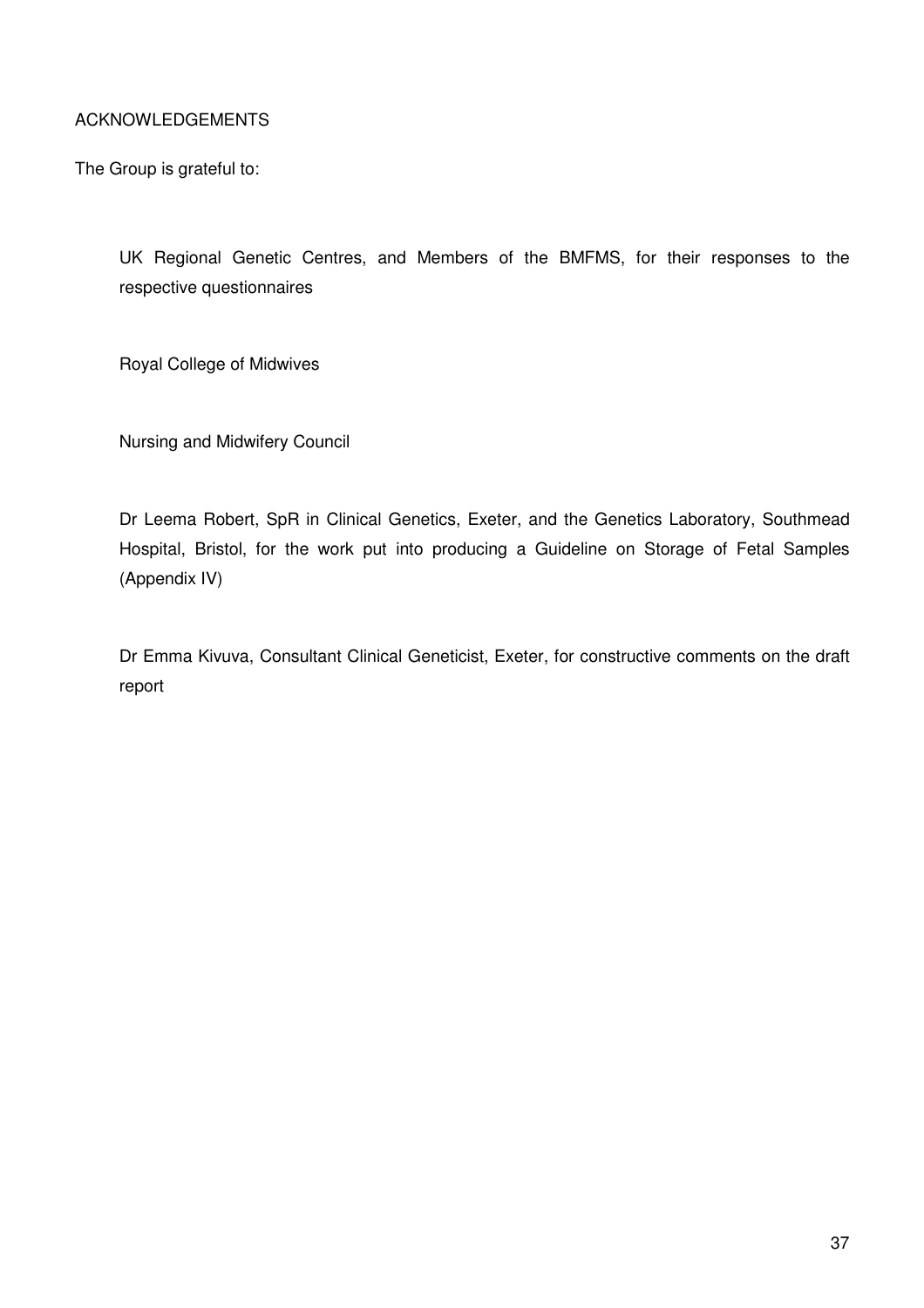## ACKNOWLEDGEMENTS

The Group is grateful to:

UK Regional Genetic Centres, and Members of the BMFMS, for their responses to the respective questionnaires

Royal College of Midwives

Nursing and Midwifery Council

Dr Leema Robert, SpR in Clinical Genetics, Exeter, and the Genetics Laboratory, Southmead Hospital, Bristol, for the work put into producing a Guideline on Storage of Fetal Samples (Appendix IV)

Dr Emma Kivuva, Consultant Clinical Geneticist, Exeter, for constructive comments on the draft report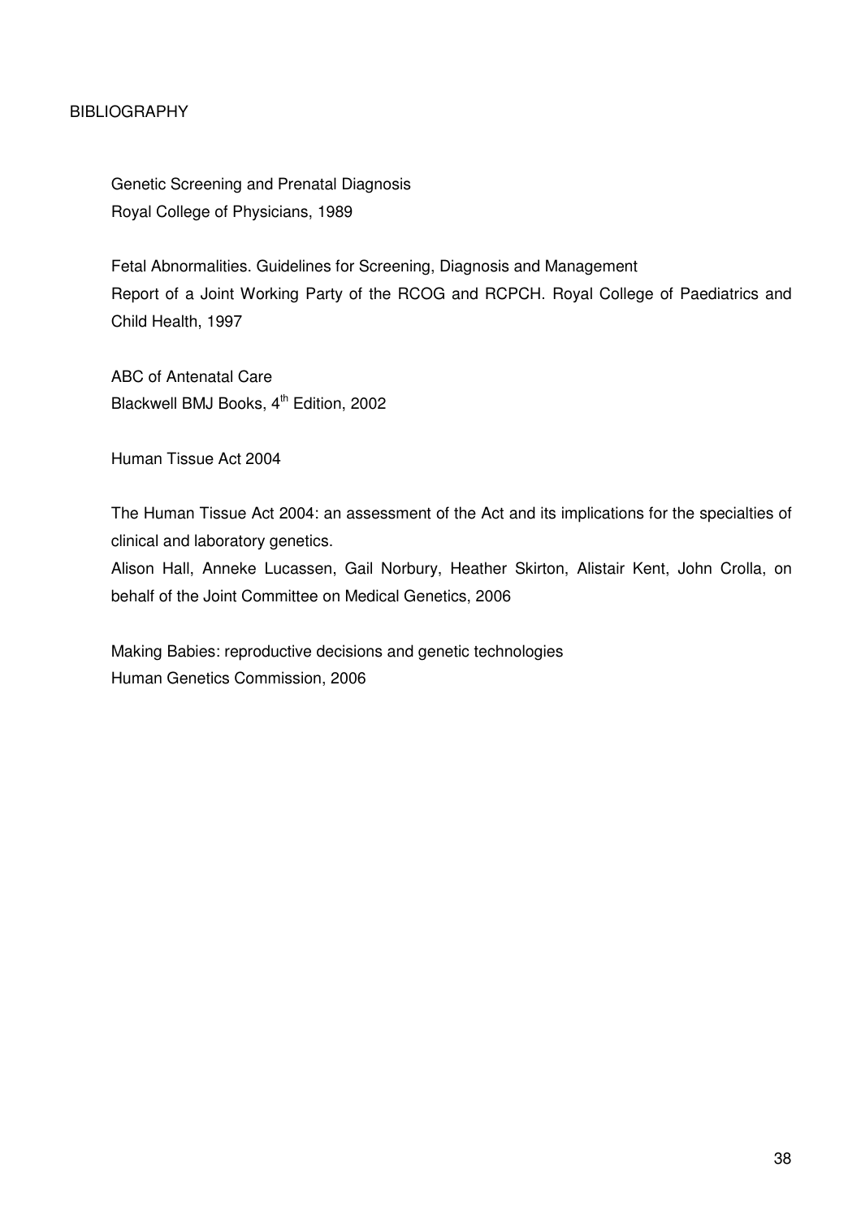# BIBLIOGRAPHY

Genetic Screening and Prenatal Diagnosis
Royal College of Physicians, 1989

Fetal Abnormalities. Guidelines for Screening, Diagnosis and Management
Report of a Joint Working Party of the RCOG and RCPCH. Royal College of Paediatrics and Child Health, 1997

ABC of Antenatal Care
Blackwell BMJ Books, 4th Edition, 2002

Human Tissue Act 2004

The Human Tissue Act 2004: an assessment of the Act and its implications for the specialties of clinical and laboratory genetics.
Alison Hall, Anneke Lucassen, Gail Norbury, Heather Skirton, Alistair Kent, John Crolla, on behalf of the Joint Committee on Medical Genetics, 2006

Making Babies: reproductive decisions and genetic technologies
Human Genetics Commission, 2006